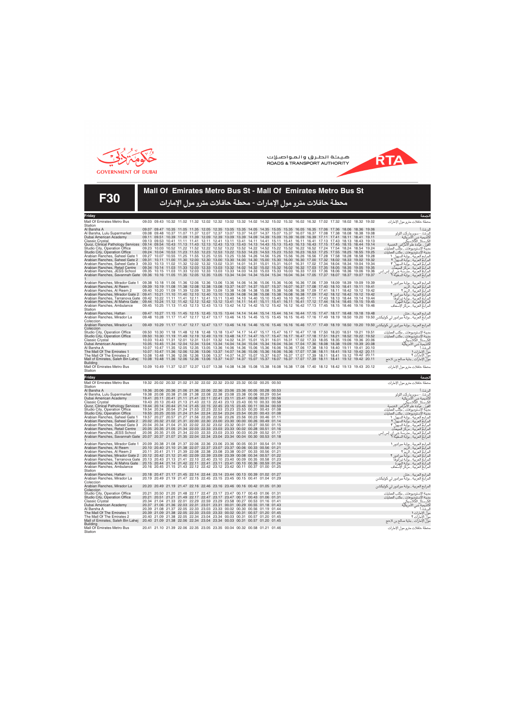GOVERNMENT OF DUBAI

هيئة الطرق والمواصلات
ROADS & TRANSPORT AUTHORITY

# F30

## Mall Of Emirates Metro Bus St - Mall Of Emirates Metro Bus St

## محطة حافلات مترو مول الإمارات - محطة حافلات مترو مول الإمارات

| Friday | | | | | | | | | | | | | | | | | | | | | | | الجمعة |
|---|---|---|---|---|---|---|---|---|---|---|---|---|---|---|---|---|---|---|---|---|---|---|---|
| Mall Of Emirates Metro Bus Station | 09.03 | 09.43 | 10.32 | 11.02 | 11.32 | 12.02 | 12.32 | 13.02 | 13.32 | 14.02 | 14.32 | 15.02 | 15.32 | 16.02 | 16.32 | 17.02 | 17.32 | 18.02 | 18.32 | 19.02 | | | محطة حافلات مترو مول الإمارات |
| Al Barsha A | 09.07 | 09.47 | 10.35 | 11.05 | 11.35 | 12.05 | 12.35 | 13.05 | 13.35 | 14.05 | 14.35 | 15.05 | 15.35 | 16.05 | 16.35 | 17.06 | 17.36 | 18.06 | 18.36 | 19.06 | | | البرشاء أ |
| Al Barsha, Lulu Supermarket | 09.08 | 09.48 | 10.37 | 11.07 | 11.37 | 12.07 | 12.37 | 13.07 | 13.37 | 14.07 | 14.37 | 15.07 | 15.37 | 16.07 | 16.37 | 17.08 | 17.38 | 18.08 | 18.38 | 19.08 | | | البرشاء ، سوبر ماركت اللولو |
| Dubai American Academy | 09.11 | 09.51 | 10.39 | 11.09 | 11.39 | 12.09 | 12.39 | 13.09 | 13.39 | 14.09 | 14.39 | 15.09 | 15.39 | 16.09 | 16.39 | 17.11 | 17.41 | 18.11 | 18.41 | 19.11 | | | أكاديمية دبي الأمريكية |
| Classic Crystal | 09.13 | 09.53 | 10.41 | 11.11 | 11.41 | 12.11 | 12.41 | 13.11 | 13.41 | 14.11 | 14.41 | 15.11 | 15.41 | 16.11 | 16.41 | 17.13 | 17.43 | 18.13 | 18.43 | 19.13 | | | الكريستال الكلاسيكي |
| Quoz, Clinical Pathology Services | 09.14 | 09.54 | 10.43 | 11.13 | 11.43 | 12.13 | 12.43 | 13.13 | 13.43 | 14.13 | 14.43 | 15.13 | 15.43 | 16.13 | 16.43 | 17.15 | 17.45 | 18.15 | 18.44 | 19.14 | | | القوز ، عيادة علم الأمراض الخدمية |
| Studio City, Operation Office | 09.23 | 10.03 | 10.52 | 11.22 | 11.52 | 12.22 | 12.52 | 13.22 | 13.52 | 14.22 | 14.52 | 15.22 | 15.52 | 16.22 | 16.52 | 17.24 | 17.54 | 18.24 | 18.54 | 19.24 | | | مدينة الإستوديوهات ، مكتب العمليات |
| Studio City, Operation Office | 09.24 | 10.04 | 10.53 | 11.23 | 11.53 | 12.23 | 12.53 | 13.22 | 13.53 | 14.23 | 14.53 | 15.23 | 15.53 | 16.23 | 16.53 | 17.25 | 17.55 | 18.25 | 18.55 | 19.25 | | | مدينة الإستوديوهات ، مكتب العمليات |
| Arabian Ranches, Saheel Gate 1 | 09.27 | 10.07 | 10.55 | 11.25 | 11.55 | 12.25 | 12.55 | 13.25 | 13.56 | 14.26 | 14.56 | 15.26 | 15.56 | 16.26 | 16.56 | 17.28 | 17.58 | 18.28 | 18.58 | 19.28 | | | المرابع العربية ، بوابة السهيل ١ |
| Arabian Ranches, Saheel Gate 2 | 09.31 | 10.11 | 11.00 | 11.30 | 12.00 | 12.30 | 13.00 | 13.30 | 14.00 | 14.30 | 15.00 | 15.30 | 16.00 | 16.30 | 17.00 | 17.32 | 18.02 | 18.33 | 19.02 | 19.32 | | | المرابع العربية ، بوابة السهيل ٢ |
| Arabian Ranches, Saheel Gate 3 | 09.33 | 10.13 | 11.02 | 11.32 | 12.02 | 12.32 | 13.02 | 13.31 | 14.01 | 14.31 | 15.01 | 15.31 | 16.01 | 16.31 | 17.02 | 17.34 | 18.04 | 18.34 | 19.04 | 19.34 | | | المرابع العربية ، بوابة السهيل ٣ |
| Arabian Ranches, Retail Centre | 09.34 | 10.14 | 11.03 | 11.33 | 12.03 | 12.33 | 13.03 | 13.32 | 14.02 | 14.32 | 15.02 | 15.32 | 16.02 | 16.32 | 17.03 | 17.35 | 18.05 | 18.35 | 19.05 | 19.35 | | | المرابع العربية ، مركز المبيعات |
| Arabian Ranches, JESS School | 09.35 | 10.15 | 11.03 | 11.33 | 12.03 | 12.33 | 13.03 | 13.33 | 14.03 | 14.33 | 15.03 | 15.33 | 16.03 | 16.33 | 17.03 | 17.36 | 18.06 | 18.36 | 19.06 | 19.36 | | | المرابع العربية ، مدرسة جي إي إس إس |
| Arabian Ranches, Savannah Gate 1 | 09.36 | 10.16 | 11.05 | 11.35 | 12.05 | 12.35 | 13.05 | 13.34 | 14.04 | 14.34 | 15.04 | 15.34 | 16.04 | 16.34 | 17.05 | 17.37 | 18.07 | 18.37 | 19.07 | 19.37 | | | المرابع العربية ، بوابة السافانا ١ |
| Arabian Ranches, Mirador Gate 1 | 09.38 | 10.18 | 11.06 | 11.36 | 12.06 | 12.36 | 13.06 | 13.36 | 14.06 | 14.36 | 15.06 | 15.36 | 16.06 | 16.36 | 17.06 | 17.39 | 18.09 | 18.39 | 19.09 | 19.39 | | | المرابع العربية ، بوابة ميرادور ١ |
| Arabian Ranches, Al Reem | 09.39 | 10.19 | 11.08 | 11.38 | 12.08 | 12.38 | 13.08 | 13.37 | 14.07 | 14.37 | 15.07 | 15.37 | 16.07 | 16.37 | 17.08 | 17.40 | 18.10 | 18.41 | 19.11 | 19.41 | | | المرابع العربية ، الريم |
| Arabian Ranches, Al Reem 2 | 09.40 | 10.20 | 11.09 | 11.39 | 12.09 | 12.39 | 13.09 | 13.38 | 14.08 | 14.38 | 15.08 | 15.38 | 16.08 | 16.38 | 17.09 | 17.41 | 18.11 | 18.42 | 19.12 | 19.42 | | | المرابع العربية ، الريم ٢ |
| Arabian Ranches, Mirador Gate 2 | 09.41 | 10.21 | 11.10 | 11.40 | 12.10 | 12.40 | 13.10 | 13.39 | 14.08 | 14.38 | 15.08 | 15.38 | 16.08 | 16.38 | 17.09 | 17.42 | 18.12 | 18.42 | 19.12 | 19.42 | | | المرابع العربية ، بوابة ميرادور ٢ |
| Arabian Ranches, Terranova Gate | 09.42 | 10.22 | 11.11 | 11.41 | 12.11 | 12.41 | 13.11 | 13.40 | 14.10 | 14.40 | 15.10 | 15.40 | 16.10 | 16.40 | 17.11 | 17.43 | 18.13 | 18.44 | 19.14 | 19.44 | | | المرابع العربية ، بوابة تيرانوفا |
| Arabian Ranches, Al Mahra Gate | 09.44 | 10.24 | 11.12 | 11.42 | 12.12 | 12.42 | 13.12 | 13.41 | 14.11 | 14.41 | 15.11 | 15.41 | 16.11 | 16.41 | 17.12 | 17.44 | 18.14 | 18.45 | 19.15 | 19.45 | | | المرابع العربية ، بوابة المهرة |
| Arabian Ranches, Ambulance Station | 09.45 | 10.25 | 11.13 | 11.43 | 12.13 | 12.43 | 13.13 | 13.42 | 14.12 | 14.42 | 15.12 | 15.42 | 16.12 | 16.42 | 17.13 | 17.45 | 18.15 | 18.46 | 19.16 | 19.46 | | | المرابع العربية ، مركز الإسعاف |
| Arabian Ranches, Hattan | 09.47 | 10.27 | 11.15 | 11.45 | 12.15 | 12.45 | 13.15 | 13.44 | 14.14 | 14.44 | 15.14 | 15.44 | 16.14 | 16.44 | 17.15 | 17.47 | 18.17 | 18.48 | 19.18 | 19.48 | | | المرابع العربية ، حتان |
| Arabian Ranches, Mirador La Coleccion | 09.48 | 10.28 | 11.17 | 11.47 | 12.17 | 12.47 | 13.17 | 13.46 | 14.15 | 14.45 | 15.15 | 15.45 | 16.15 | 16.45 | 17.16 | 17.49 | 18.19 | 18.50 | 19.20 | 19.50 | | | المرابع العربية ، بوابة ميرادور لي كوليكشن |
| Arabian Ranches, Mirador La Coleccion | 09.49 | 10.29 | 11.17 | 11.47 | 12.17 | 12.47 | 13.17 | 13.46 | 14.16 | 14.46 | 15.16 | 15.46 | 16.16 | 16.46 | 17.17 | 17.49 | 18.19 | 18.50 | 19.20 | 19.50 | | | المرابع العربية ، بوابة ميرادور لي كوليكشن |
| Studio City, Operation Office | 09.50 | 10.30 | 11.18 | 11.48 | 12.18 | 12.48 | 13.18 | 13.47 | 14.17 | 14.47 | 15.17 | 15.47 | 16.17 | 16.47 | 17.18 | 17.50 | 18.20 | 18.51 | 19.21 | 19.51 | | | مدينة الإستوديوهات ، مكتب العمليات |
| Studio City, Operation Office | 09.50 | 10.30 | 11.19 | 11.49 | 12.19 | 12.49 | 13.19 | 13.48 | 14.17 | 14.47 | 15.17 | 15.47 | 16.17 | 16.47 | 17.18 | 17.51 | 18.21 | 18.52 | 19.22 | 19.52 | | | مدينة الإستوديوهات ، مكتب العمليات |
| Classic Crystal | 10.03 | 10.43 | 11.31 | 12.01 | 12.31 | 13.01 | 13.32 | 14.02 | 14.31 | 15.01 | 15.31 | 16.01 | 16.31 | 17.02 | 17.33 | 18.05 | 18.35 | 19.06 | 19.36 | 20.06 | | | الكريستال الكلاسيكي |
| Dubai American Academy | 10.05 | 10.45 | 11.34 | 12.04 | 12.34 | 13.04 | 13.34 | 14.04 | 14.34 | 15.04 | 15.34 | 16.04 | 16.34 | 17.04 | 17.36 | 18.08 | 18.38 | 19.09 | 19.39 | 20.08 | | | أكاديمية دبي الأمريكية |
| Al Barsha A | 10.07 | 10.47 | 11.35 | 12.05 | 12.35 | 13.05 | 13.36 | 14.06 | 14.36 | 15.06 | 15.36 | 16.06 | 16.36 | 17.06 | 17.38 | 18.10 | 18.40 | 19.11 | 19.41 | 20.10 | | | البرشاء أ |
| The Mall Of The Emirates 1 | 10.07 | 10.47 | 11.36 | 12.06 | 12.36 | 13.06 | 13.37 | 14.07 | 14.36 | 15.06 | 15.36 | 16.06 | 16.36 | 17.07 | 17.38 | 18.11 | 18.41 | 19.12 | 19.42 | 20.11 | | | مول الإمارات ١ |
| The Mall Of The Emirates 2 | 10.08 | 10.48 | 11.36 | 12.06 | 12.36 | 13.06 | 13.37 | 14.07 | 14.37 | 15.07 | 15.37 | 16.07 | 16.37 | 17.07 | 17.39 | 18.11 | 18.41 | 19.12 | 19.42 | 20.11 | | | مول الإمارات ٢ |
| Mall of Emirates, Saleh Bin Lahej Building | 10.08 | 10.48 | 11.36 | 12.06 | 12.36 | 13.06 | 13.37 | 14.07 | 14.37 | 15.07 | 15.37 | 16.07 | 16.37 | 17.07 | 17.39 | 18.11 | 18.41 | 19.12 | 19.42 | 20.11 | | | مول الإمارات ، بناية صالح بن لاحج |
| Mall Of Emirates Metro Bus Station | 10.09 | 10.49 | 11.37 | 12.07 | 12.37 | 13.07 | 13.38 | 14.08 | 14.38 | 15.08 | 15.38 | 16.08 | 16.38 | 17.08 | 17.40 | 18.12 | 18.42 | 19.13 | 19.43 | 20.12 | | | محطة حافلات مترو مول الإمارات |

| Friday | | | | | | | | | | | | الجمعة |
|---|---|---|---|---|---|---|---|---|---|---|---|---|
| Mall Of Emirates Metro Bus Station | 19.32 | 20.02 | 20.32 | 21.02 | 21.32 | 22.02 | 22.32 | 23.02 | 23.32 | 00.02 | 00.25 | 00.50 | محطة حافلات مترو مول الإمارات |
| Al Barsha A | 19.36 | 20.06 | 20.36 | 21.06 | 21.36 | 22.06 | 22.36 | 23.06 | 23.36 | 00.05 | 00.28 | 00.53 | البرشاء أ |
| Al Barsha, Lulu Supermarket | 19.38 | 20.08 | 20.38 | 21.08 | 21.38 | 22.08 | 22.38 | 23.08 | 23.38 | 00.06 | 00.29 | 00.54 | البرشاء ، سوبر ماركت اللولو |
| Dubai American Academy | 19.41 | 20.11 | 20.41 | 21.11 | 21.41 | 22.11 | 22.41 | 23.11 | 23.41 | 00.08 | 00.31 | 00.56 | أكاديمية دبي الأمريكية |
| Classic Crystal | 19.43 | 20.13 | 20.43 | 21.13 | 21.43 | 22.13 | 22.43 | 23.13 | 23.43 | 00.10 | 00.33 | 00.58 | الكريستال الكلاسيكي |
| Quoz, Clinical Pathology Services | 19.44 | 20.14 | 20.44 | 21.14 | 21.45 | 22.15 | 22.45 | 23.15 | 23.45 | 00.11 | 00.34 | 00.59 | القوز ، عيادة علم الأمراض الخدمية |
| Studio City, Operation Office | 19.54 | 20.24 | 20.54 | 21.24 | 21.53 | 22.23 | 22.53 | 23.23 | 23.53 | 00.20 | 00.43 | 01.08 | مدينة الإستوديوهات ، مكتب العمليات |
| Studio City, Operation Office | 19.55 | 20.25 | 20.55 | 21.24 | 21.54 | 22.24 | 22.54 | 23.24 | 23.54 | 00.20 | 00.43 | 01.08 | مدينة الإستوديوهات ، مكتب العمليات |
| Arabian Ranches, Saheel Gate 1 | 19.57 | 20.27 | 20.57 | 21.27 | 21.56 | 22.26 | 22.56 | 23.26 | 23.56 | 00.23 | 00.46 | 01.11 | المرابع العربية ، بوابة السهيل ١ |
| Arabian Ranches, Saheel Gate 2 | 20.02 | 20.32 | 21.02 | 21.31 | 22.00 | 22.30 | 23.00 | 23.30 | 00.00 | 00.26 | 00.49 | 01.14 | المرابع العربية ، بوابة السهيل ٢ |
| Arabian Ranches, Saheel Gate 3 | 20.04 | 20.34 | 21.04 | 21.33 | 22.02 | 22.32 | 23.02 | 23.32 | 00.01 | 00.27 | 00.50 | 01.15 | المرابع العربية ، بوابة السهيل ٣ |
| Arabian Ranches, Retail Centre | 20.05 | 20.35 | 21.05 | 21.34 | 22.03 | 22.33 | 23.03 | 23.33 | 00.02 | 00.28 | 00.51 | 01.16 | المرابع العربية ، مركز المبيعات |
| Arabian Ranches, JESS School | 20.06 | 20.35 | 21.05 | 21.34 | 22.03 | 22.33 | 23.03 | 23.33 | 00.03 | 00.29 | 00.52 | 01.17 | المرابع العربية ، مدرسة جي إي إس إس |
| Arabian Ranches, Savannah Gate 1 | 20.07 | 20.37 | 21.07 | 21.35 | 22.04 | 22.34 | 23.04 | 23.34 | 00.04 | 00.30 | 00.53 | 01.18 | المرابع العربية ، بوابة السافانا ١ |
| Arabian Ranches, Mirador Gate 1 | 20.09 | 20.38 | 21.08 | 21.37 | 22.06 | 22.36 | 23.06 | 23.36 | 00.05 | 00.31 | 00.54 | 01.19 | المرابع العربية ، بوابة ميرادور ١ |
| Arabian Ranches, Al Reem | 20.10 | 20.40 | 21.10 | 21.38 | 22.07 | 22.37 | 23.07 | 23.37 | 00.06 | 00.32 | 00.55 | 01.20 | المرابع العربية ، الريم |
| Arabian Ranches, Al Reem 2 | 20.11 | 20.41 | 21.11 | 21.39 | 22.08 | 22.38 | 23.08 | 23.38 | 00.07 | 00.33 | 00.56 | 01.21 | المرابع العربية ، الريم ٢ |
| Arabian Ranches, Mirador Gate 2 | 20.12 | 20.42 | 21.12 | 21.40 | 22.09 | 22.39 | 23.09 | 23.39 | 00.08 | 00.34 | 00.57 | 01.22 | المرابع العربية ، بوابة ميرادور ٢ |
| Arabian Ranches, Terranova Gate | 20.13 | 20.43 | 21.13 | 21.41 | 22.10 | 22.40 | 23.10 | 23.40 | 00.09 | 00.35 | 00.58 | 01.23 | المرابع العربية ، بوابة تيرانوفا |
| Arabian Ranches, Al Mahra Gate | 20.15 | 20.44 | 21.14 | 21.42 | 22.11 | 22.41 | 23.11 | 23.41 | 00.10 | 00.36 | 00.59 | 01.24 | المرابع العربية ، بوابة المهرة |
| Arabian Ranches, Ambulance Station | 20.16 | 20.45 | 21.15 | 21.43 | 22.12 | 22.42 | 23.12 | 23.42 | 00.11 | 00.37 | 01.00 | 01.25 | المرابع العربية ، مركز الإسعاف |
| Arabian Ranches, Hattan | 20.18 | 20.47 | 21.17 | 21.45 | 22.14 | 22.44 | 23.14 | 23.44 | 00.13 | 00.39 | 01.02 | 01.27 | المرابع العربية ، حتان |
| Arabian Ranches, Mirador La Coleccion | 20.19 | 20.49 | 21.19 | 21.47 | 22.15 | 22.45 | 23.15 | 23.45 | 00.15 | 00.41 | 01.04 | 01.29 | المرابع العربية ، بوابة ميرادور لي كوليكشن |
| Arabian Ranches, Mirador La Coleccion | 20.20 | 20.49 | 21.19 | 21.47 | 22.16 | 22.46 | 23.16 | 23.46 | 00.16 | 00.42 | 01.05 | 01.30 | المرابع العربية ، بوابة ميرادور لي كوليكشن |
| Studio City, Operation Office | 20.21 | 20.50 | 21.20 | 21.48 | 22.17 | 22.47 | 23.17 | 23.47 | 00.17 | 00.43 | 01.06 | 01.31 | مدينة الإستوديوهات ، مكتب العمليات |
| Studio City, Operation Office | 20.21 | 20.51 | 21.21 | 21.49 | 22.17 | 22.47 | 23.17 | 23.47 | 00.17 | 00.43 | 01.06 | 01.31 | مدينة الإستوديوهات ، مكتب العمليات |
| Classic Crystal | 20.34 | 21.04 | 21.33 | 22.01 | 22.29 | 22.59 | 23.29 | 23.58 | 00.27 | 00.53 | 01.16 | 01.41 | الكريستال الكلاسيكي |
| Dubai American Academy | 20.37 | 21.06 | 21.36 | 22.03 | 22.31 | 23.01 | 23.31 | 00.01 | 00.29 | 00.55 | 01.18 | 01.43 | أكاديمية دبي الأمريكية |
| Al Barsha A | 20.39 | 21.08 | 21.37 | 22.05 | 22.33 | 23.03 | 23.33 | 00.02 | 00.30 | 00.56 | 01.19 | 01.44 | البرشاء أ |
| The Mall Of The Emirates 1 | 20.39 | 21.09 | 21.38 | 22.05 | 22.33 | 23.03 | 23.33 | 00.02 | 00.31 | 00.57 | 01.20 | 01.45 | مول الإمارات ١ |
| The Mall Of The Emirates 2 | 20.40 | 21.09 | 21.38 | 22.05 | 22.34 | 23.04 | 23.34 | 00.03 | 00.31 | 00.57 | 01.20 | 01.45 | مول الإمارات ٢ |
| Mall of Emirates, Saleh Bin Lahej Building | 20.40 | 21.09 | 21.38 | 22.06 | 22.34 | 23.04 | 23.34 | 00.03 | 00.31 | 00.57 | 01.20 | 01.45 | مول الإمارات ، بناية صالح بن لاحج |
| Mall Of Emirates Metro Bus Station | 20.41 | 21.10 | 21.39 | 22.06 | 22.35 | 23.05 | 23.35 | 00.04 | 00.32 | 00.58 | 01.21 | 01.46 | محطة حافلات مترو مول الإمارات |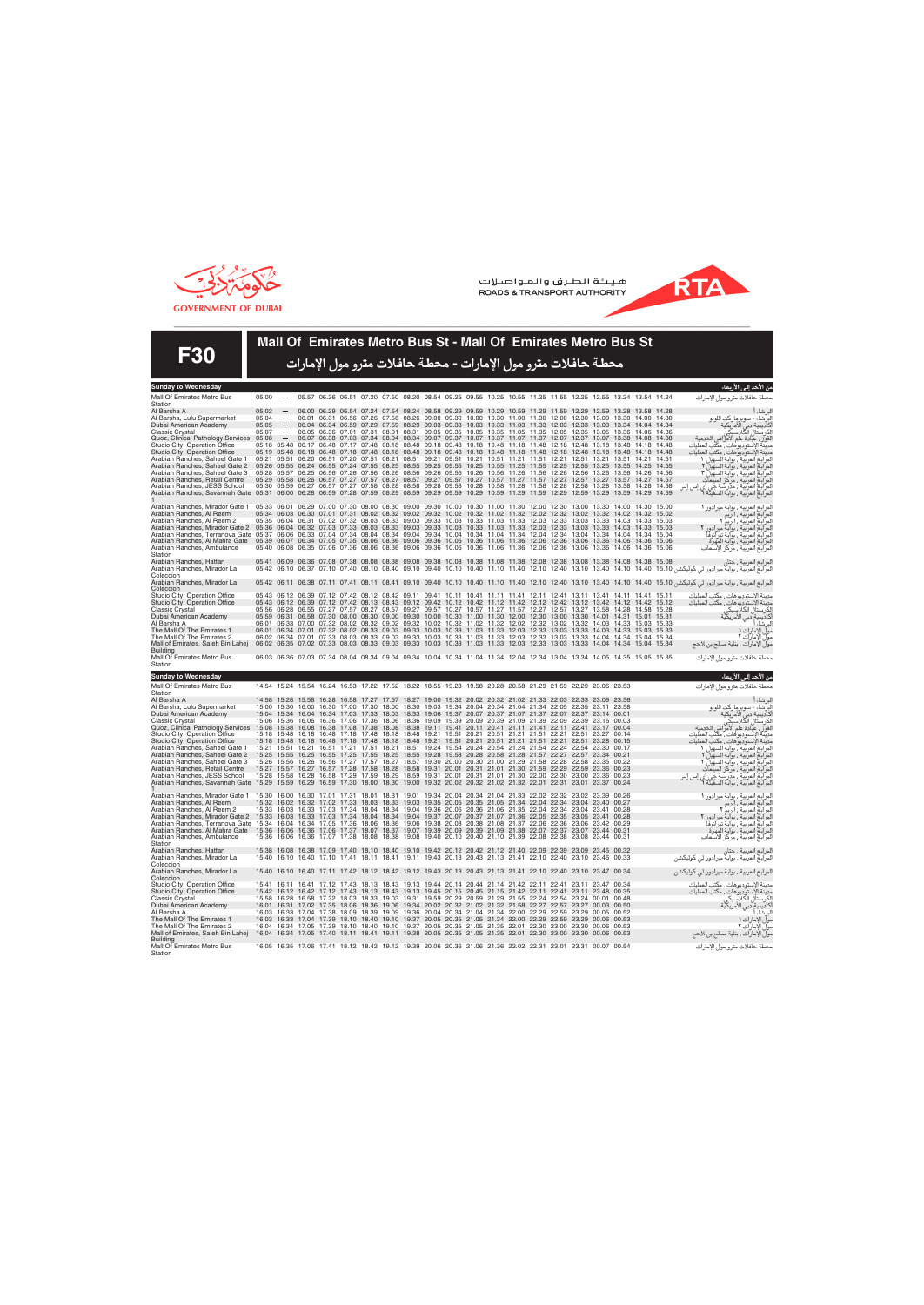GOVERNMENT OF DUBAI

هيئة الطرق والمواصلات
ROADS & TRANSPORT AUTHORITY

# F30

## Mall Of Emirates Metro Bus St - Mall Of Emirates Metro Bus St

## محطة حافلات مترو مول الإمارات - محطة حافلات مترو مول الإمارات

| Sunday to Wednesday | | | | | | | | | | | | | | | | | | | | | من الأحد إلى الأربعاء |
|---|---|---|---|---|---|---|---|---|---|---|---|---|---|---|---|---|---|---|---|---|---|
| Mall Of Emirates Metro Bus Station | 05.00 | — | 05.57 | 06.26 | 06.51 | 07.20 | 07.50 | 08.20 | 08.54 | 09.25 | 09.55 | 10.25 | 10.55 | 11.25 | 11.55 | 12.25 | 12.55 | 13.24 | 13.54 | 14.24 | محطة حافلات مترو مول الإمارات |
| Al Barsha A | 05.02 | — | 06.00 | 06.29 | 06.54 | 07.24 | 07.54 | 08.24 | 08.58 | 09.29 | 09.59 | 10.29 | 10.59 | 11.29 | 11.59 | 12.29 | 12.59 | 13.28 | 13.58 | 14.28 | البرشاء أ |
| Al Barsha, Lulu Supermarket | 05.04 | — | 06.01 | 06.31 | 06.56 | 07.26 | 07.56 | 08.26 | 09.00 | 09.30 | 10.00 | 10.30 | 11.00 | 11.30 | 12.00 | 12.30 | 13.00 | 13.30 | 14.00 | 14.30 | البرشاء ، سوبر ماركت اللولو |
| Dubai American Academy | 05.05 | — | 06.04 | 06.34 | 06.59 | 07.29 | 07.59 | 08.29 | 09.03 | 09.33 | 10.03 | 10.33 | 11.03 | 11.33 | 12.03 | 12.33 | 13.03 | 13.34 | 14.04 | 14.34 | أكاديمية دبي الأمريكية |
| Classic Crystal | 05.07 | — | 06.05 | 06.36 | 07.01 | 07.31 | 08.01 | 08.31 | 09.05 | 09.35 | 10.05 | 10.35 | 11.05 | 11.35 | 12.05 | 12.35 | 13.05 | 13.36 | 14.06 | 14.36 | الكريستال الكلاسيكي |
| Quoz, Clinical Pathology Services | 05.08 | — | 06.07 | 06.38 | 07.03 | 07.34 | 08.04 | 08.34 | 09.07 | 09.37 | 10.07 | 10.37 | 11.07 | 11.37 | 12.07 | 12.37 | 13.07 | 13.38 | 14.08 | 14.38 | القوز ، عيادة علم الأمراض الخدمية |
| Studio City, Operation Office | 05.18 | 05.48 | 06.17 | 06.48 | 07.17 | 07.48 | 08.18 | 08.48 | 09.18 | 09.48 | 10.18 | 10.48 | 11.18 | 11.48 | 12.18 | 12.48 | 13.18 | 13.48 | 14.18 | 14.48 | مدينة الإستوديوهات ، مكتب العمليات |
| Studio City, Operation Office | 05.19 | 05.48 | 06.18 | 06.48 | 07.18 | 07.48 | 08.18 | 08.48 | 09.18 | 09.48 | 10.18 | 10.48 | 11.18 | 11.48 | 12.18 | 12.48 | 13.18 | 13.48 | 14.18 | 14.48 | مدينة الإستوديوهات ، مكتب العمليات |
| Arabian Ranches, Saheel Gate 1 | 05.21 | 05.51 | 06.20 | 06.51 | 07.20 | 07.51 | 08.21 | 08.51 | 09.21 | 09.51 | 10.21 | 10.51 | 11.21 | 11.51 | 12.21 | 12.51 | 13.21 | 13.51 | 14.21 | 14.51 | المرابع العربية ، بوابة السهيل ١ |
| Arabian Ranches, Saheel Gate 2 | 05.26 | 05.55 | 06.24 | 06.55 | 07.24 | 07.55 | 08.25 | 08.55 | 09.25 | 09.55 | 10.25 | 10.55 | 11.25 | 11.55 | 12.25 | 12.55 | 13.25 | 13.55 | 14.25 | 14.55 | المرابع العربية ، بوابة السهيل ٢ |
| Arabian Ranches, Saheel Gate 3 | 05.28 | 05.57 | 06.25 | 06.56 | 07.26 | 07.56 | 08.26 | 08.56 | 09.26 | 09.56 | 10.26 | 10.56 | 11.26 | 11.56 | 12.26 | 12.56 | 13.26 | 13.56 | 14.26 | 14.56 | المرابع العربية ، بوابة السهيل ٣ |
| Arabian Ranches, Retail Centre | 05.29 | 05.58 | 06.26 | 06.57 | 07.27 | 07.57 | 08.27 | 08.57 | 09.27 | 09.57 | 10.27 | 10.57 | 11.27 | 11.57 | 12.27 | 12.57 | 13.27 | 13.57 | 14.27 | 14.57 | المرابع العربية ، مركز التسوق |
| Arabian Ranches, JESS School | 05.30 | 05.59 | 06.27 | 06.57 | 07.27 | 07.58 | 08.28 | 08.58 | 09.28 | 09.58 | 10.28 | 10.58 | 11.28 | 11.58 | 12.28 | 12.58 | 13.28 | 13.58 | 14.28 | 14.58 | المرابع العربية ، مدرسة جي إي إس إس |
| Arabian Ranches, Savannah Gate 1 | 05.31 | 06.00 | 06.28 | 06.59 | 07.28 | 07.59 | 08.29 | 08.59 | 09.29 | 09.59 | 10.29 | 10.59 | 11.29 | 11.59 | 12.29 | 12.59 | 13.29 | 13.59 | 14.29 | 14.59 | المرابع العربية ، بوابة السافانا ١ |
| Arabian Ranches, Mirador Gate 1 | 05.33 | 06.01 | 06.29 | 07.00 | 07.30 | 08.00 | 08.30 | 09.00 | 09.30 | 10.00 | 10.30 | 11.00 | 11.30 | 12.00 | 12.30 | 13.00 | 13.30 | 14.00 | 14.30 | 15.00 | المرابع العربية ، بوابة ميرادور ١ |
| Arabian Ranches, Al Reem | 05.34 | 06.03 | 06.30 | 07.01 | 07.31 | 08.02 | 08.32 | 09.02 | 09.32 | 10.02 | 10.32 | 11.02 | 11.32 | 12.02 | 12.32 | 13.02 | 13.32 | 14.02 | 14.32 | 15.02 | المرابع العربية ، الريم |
| Arabian Ranches, Al Reem 2 | 05.35 | 06.04 | 06.31 | 07.02 | 07.32 | 08.03 | 08.33 | 09.03 | 09.33 | 10.03 | 10.33 | 11.03 | 11.33 | 12.03 | 12.33 | 13.03 | 13.33 | 14.03 | 14.33 | 15.03 | المرابع العربية ، الريم ٢ |
| Arabian Ranches, Mirador Gate 2 | 05.36 | 06.04 | 06.32 | 07.03 | 07.33 | 08.03 | 08.33 | 09.03 | 09.33 | 10.03 | 10.33 | 11.03 | 11.33 | 12.03 | 12.33 | 13.03 | 13.33 | 14.03 | 14.33 | 15.03 | المرابع العربية ، بوابة ميرادور ٢ |
| Arabian Ranches, Terranova Gate | 05.37 | 06.06 | 06.33 | 07.04 | 07.34 | 08.04 | 08.34 | 09.04 | 09.34 | 10.04 | 10.34 | 11.04 | 11.34 | 12.04 | 12.34 | 13.04 | 13.34 | 14.04 | 14.34 | 15.04 | المرابع العربية ، بوابة تيرانوفا |
| Arabian Ranches, Al Mahra Gate | 05.39 | 06.07 | 06.34 | 07.05 | 07.35 | 08.06 | 08.36 | 09.06 | 09.36 | 10.06 | 10.36 | 11.06 | 11.36 | 12.06 | 12.36 | 13.06 | 13.36 | 14.06 | 14.36 | 15.06 | المرابع العربية ، بوابة المهرة |
| Arabian Ranches, Ambulance Station | 05.40 | 06.08 | 06.35 | 07.06 | 07.36 | 08.06 | 08.36 | 09.06 | 09.36 | 10.06 | 10.36 | 11.06 | 11.36 | 12.06 | 12.36 | 13.06 | 13.36 | 14.06 | 14.36 | 15.06 | المرابع العربية ، مركز الإسعاف |
| Arabian Ranches, Hattan | 05.41 | 06.09 | 06.36 | 07.08 | 07.38 | 08.08 | 08.38 | 09.08 | 09.38 | 10.08 | 10.38 | 11.08 | 11.38 | 12.08 | 12.38 | 13.08 | 13.38 | 14.08 | 14.38 | 15.08 | المرابع العربية ، حتان |
| Arabian Ranches, Mirador La Coleccion | 05.42 | 06.10 | 06.37 | 07.10 | 07.40 | 08.10 | 08.40 | 09.10 | 09.40 | 10.10 | 10.40 | 11.10 | 11.40 | 12.10 | 12.40 | 13.10 | 13.40 | 14.10 | 14.40 | 15.10 | المرابع العربية ، بوابة ميرادور لي كوليكشن |
| Arabian Ranches, Mirador La Coleccion | 05.42 | 06.11 | 06.38 | 07.11 | 07.41 | 08.11 | 08.41 | 09.10 | 09.40 | 10.10 | 10.40 | 11.10 | 11.40 | 12.10 | 12.40 | 13.10 | 13.40 | 14.10 | 14.40 | 15.10 | المرابع العربية ، بوابة ميرادور لي كوليكشن |
| Studio City, Operation Office | 05.43 | 06.12 | 06.39 | 07.12 | 07.42 | 08.12 | 08.42 | 09.11 | 09.41 | 10.11 | 10.41 | 11.11 | 11.41 | 12.11 | 12.41 | 13.11 | 13.41 | 14.11 | 14.41 | 15.11 | مدينة الإستوديوهات ، مكتب العمليات |
| Studio City, Operation Office | 05.43 | 06.12 | 06.39 | 07.12 | 07.42 | 08.13 | 08.43 | 09.12 | 09.42 | 10.12 | 10.42 | 11.12 | 11.42 | 12.12 | 12.42 | 13.12 | 13.42 | 14.12 | 14.42 | 15.12 | مدينة الإستوديوهات ، مكتب العمليات |
| Classic Crystal | 05.56 | 06.28 | 06.55 | 07.27 | 07.57 | 08.27 | 08.57 | 09.27 | 09.57 | 10.27 | 10.57 | 11.27 | 11.57 | 12.27 | 12.57 | 13.27 | 13.58 | 14.28 | 14.58 | 15.28 | الكريستال الكلاسيكي |
| Dubai American Academy | 05.59 | 06.31 | 06.58 | 07.30 | 08.00 | 08.30 | 09.00 | 09.30 | 10.00 | 10.30 | 11.00 | 11.30 | 12.00 | 12.30 | 13.00 | 13.30 | 14.01 | 14.31 | 15.01 | 15.31 | أكاديمية دبي الأمريكية |
| Al Barsha A | 06.01 | 06.33 | 07.00 | 07.32 | 08.02 | 08.32 | 09.02 | 09.32 | 10.02 | 10.32 | 11.02 | 11.32 | 12.02 | 12.32 | 13.02 | 13.32 | 14.03 | 14.33 | 15.03 | 15.33 | البرشاء أ |
| The Mall Of The Emirates 1 | 06.01 | 06.34 | 07.01 | 07.32 | 08.02 | 08.33 | 09.03 | 09.33 | 10.03 | 10.33 | 11.03 | 11.33 | 12.03 | 12.33 | 13.03 | 13.33 | 14.03 | 14.33 | 15.03 | 15.33 | مول الإمارات ١ |
| The Mall Of The Emirates 2 | 06.02 | 06.34 | 07.01 | 07.33 | 08.03 | 08.33 | 09.03 | 09.33 | 10.03 | 10.33 | 11.03 | 11.33 | 12.03 | 12.33 | 13.03 | 13.33 | 14.04 | 14.34 | 15.04 | 15.34 | مول الإمارات ٢ |
| Mall of Emirates, Saleh Bin Lahej Building | 06.02 | 06.35 | 07.02 | 07.33 | 08.03 | 08.33 | 09.03 | 09.33 | 10.03 | 10.33 | 11.03 | 11.33 | 12.03 | 12.33 | 13.03 | 13.33 | 14.04 | 14.34 | 15.04 | 15.34 | مول الإمارات ، بناية صالح بن لاحج |
| Mall Of Emirates Metro Bus Station | 06.03 | 06.36 | 07.03 | 07.34 | 08.04 | 08.34 | 09.04 | 09.34 | 10.04 | 10.34 | 11.04 | 11.34 | 12.04 | 12.34 | 13.04 | 13.34 | 14.05 | 14.35 | 15.05 | 15.35 | محطة حافلات مترو مول الإمارات |

| Sunday to Wednesday | | | | | | | | | | | | | | | | | | | من الأحد إلى الأربعاء |
|---|---|---|---|---|---|---|---|---|---|---|---|---|---|---|---|---|---|---|---|
| Mall Of Emirates Metro Bus Station | 14.54 | 15.24 | 15.54 | 16.24 | 16.53 | 17.22 | 17.52 | 18.22 | 18.55 | 19.28 | 19.58 | 20.28 | 20.58 | 21.29 | 21.59 | 22.29 | 23.06 | 23.53 | محطة حافلات مترو مول الإمارات |
| Al Barsha A | 14.58 | 15.28 | 15.58 | 16.28 | 16.58 | 17.27 | 17.57 | 18.27 | 19.00 | 19.32 | 20.02 | 20.32 | 21.02 | 21.33 | 22.03 | 22.33 | 23.09 | 23.56 | البرشاء أ |
| Al Barsha, Lulu Supermarket | 15.00 | 15.30 | 16.00 | 16.30 | 17.00 | 17.30 | 18.00 | 18.30 | 19.03 | 19.34 | 20.04 | 20.34 | 21.04 | 21.34 | 22.05 | 22.35 | 23.11 | 23.58 | البرشاء ، سوبر ماركت اللولو |
| Dubai American Academy | 15.04 | 15.34 | 16.04 | 16.34 | 17.03 | 17.33 | 18.03 | 18.33 | 19.06 | 19.37 | 20.07 | 20.37 | 21.07 | 21.37 | 22.07 | 22.37 | 23.14 | 00.01 | أكاديمية دبي الأمريكية |
| Classic Crystal | 15.06 | 15.36 | 16.06 | 16.36 | 17.06 | 17.36 | 18.06 | 18.36 | 19.09 | 19.39 | 20.09 | 20.39 | 21.09 | 21.39 | 22.09 | 22.39 | 23.16 | 00.03 | الكريستال الكلاسيكي |
| Quoz, Clinical Pathology Services | 15.08 | 15.38 | 16.08 | 16.38 | 17.08 | 17.38 | 18.08 | 18.38 | 19.11 | 19.41 | 20.11 | 20.41 | 21.11 | 21.41 | 22.11 | 22.41 | 23.17 | 00.04 | القوز ، عيادة علم الأمراض الخدمية |
| Studio City, Operation Office | 15.18 | 15.48 | 16.18 | 16.48 | 17.18 | 17.48 | 18.18 | 18.48 | 19.21 | 19.51 | 20.21 | 20.51 | 21.21 | 21.51 | 22.21 | 22.51 | 23.27 | 00.14 | مدينة الإستوديوهات ، مكتب العمليات |
| Studio City, Operation Office | 15.18 | 15.48 | 16.18 | 16.48 | 17.18 | 17.48 | 18.18 | 18.48 | 19.21 | 19.51 | 20.21 | 20.51 | 21.21 | 21.51 | 22.21 | 22.51 | 23.28 | 00.15 | مدينة الإستوديوهات ، مكتب العمليات |
| Arabian Ranches, Saheel Gate 1 | 15.21 | 15.51 | 16.21 | 16.51 | 17.21 | 17.51 | 18.21 | 18.51 | 19.24 | 19.54 | 20.24 | 20.54 | 21.24 | 21.54 | 22.24 | 22.54 | 23.30 | 00.17 | المرابع العربية ، بوابة السهيل ١ |
| Arabian Ranches, Saheel Gate 2 | 15.25 | 15.55 | 16.25 | 16.55 | 17.25 | 17.55 | 18.25 | 18.55 | 19.28 | 19.58 | 20.28 | 20.58 | 21.28 | 21.57 | 22.27 | 22.57 | 23.34 | 00.21 | المرابع العربية ، بوابة السهيل ٢ |
| Arabian Ranches, Saheel Gate 3 | 15.26 | 15.56 | 16.26 | 16.56 | 17.27 | 17.57 | 18.27 | 18.57 | 19.30 | 20.00 | 20.30 | 21.00 | 21.29 | 21.58 | 22.28 | 22.58 | 23.35 | 00.22 | المرابع العربية ، بوابة السهيل ٣ |
| Arabian Ranches, Retail Centre | 15.27 | 15.57 | 16.27 | 16.57 | 17.28 | 17.58 | 18.28 | 18.58 | 19.31 | 20.01 | 20.31 | 21.01 | 21.30 | 21.59 | 22.29 | 22.59 | 23.36 | 00.23 | المرابع العربية ، مركز التسوق |
| Arabian Ranches, JESS School | 15.28 | 15.58 | 16.28 | 16.58 | 17.29 | 17.59 | 18.29 | 18.59 | 19.31 | 20.01 | 20.31 | 21.01 | 21.30 | 22.00 | 22.30 | 23.00 | 23.36 | 00.23 | المرابع العربية ، مدرسة جي إي إس إس |
| Arabian Ranches, Savannah Gate 1 | 15.29 | 15.59 | 16.29 | 16.59 | 17.30 | 18.00 | 18.30 | 19.00 | 19.32 | 20.02 | 20.32 | 21.02 | 21.32 | 22.01 | 22.31 | 23.01 | 23.37 | 00.24 | المرابع العربية ، بوابة السافانا ١ |
| Arabian Ranches, Mirador Gate 1 | 15.30 | 16.00 | 16.30 | 17.01 | 17.31 | 18.01 | 18.31 | 19.01 | 19.34 | 20.04 | 20.34 | 21.04 | 21.33 | 22.02 | 22.32 | 23.02 | 23.39 | 00.26 | المرابع العربية ، بوابة ميرادور ١ |
| Arabian Ranches, Al Reem | 15.32 | 16.02 | 16.32 | 17.02 | 17.33 | 18.03 | 18.33 | 19.03 | 19.35 | 20.05 | 20.35 | 21.05 | 21.34 | 22.04 | 22.34 | 23.04 | 23.40 | 00.27 | المرابع العربية ، الريم |
| Arabian Ranches, Al Reem 2 | 15.33 | 16.03 | 16.33 | 17.03 | 17.34 | 18.04 | 18.34 | 19.04 | 19.36 | 20.06 | 20.36 | 21.06 | 21.35 | 22.05 | 22.35 | 23.05 | 23.41 | 00.28 | المرابع العربية ، الريم ٢ |
| Arabian Ranches, Mirador Gate 2 | 15.33 | 16.03 | 16.33 | 17.03 | 17.34 | 18.04 | 18.34 | 19.04 | 19.37 | 20.07 | 20.37 | 21.07 | 21.36 | 22.05 | 22.35 | 23.05 | 23.41 | 00.28 | المرابع العربية ، بوابة ميرادور ٢ |
| Arabian Ranches, Terranova Gate | 15.34 | 16.04 | 16.34 | 17.05 | 17.36 | 18.06 | 18.36 | 19.06 | 19.38 | 20.08 | 20.38 | 21.08 | 21.37 | 22.06 | 22.36 | 23.06 | 23.42 | 00.29 | المرابع العربية ، بوابة تيرانوفا |
| Arabian Ranches, Al Mahra Gate | 15.36 | 16.06 | 16.36 | 17.06 | 17.37 | 18.07 | 18.37 | 19.07 | 19.39 | 20.09 | 20.39 | 21.09 | 21.38 | 22.07 | 22.37 | 23.07 | 23.44 | 00.31 | المرابع العربية ، بوابة المهرة |
| Arabian Ranches, Ambulance Station | 15.36 | 16.06 | 16.36 | 17.07 | 17.38 | 18.08 | 18.38 | 19.08 | 19.40 | 20.10 | 20.40 | 21.10 | 21.39 | 22.08 | 22.38 | 23.08 | 23.44 | 00.31 | المرابع العربية ، مركز الإسعاف |
| Arabian Ranches, Hattan | 15.38 | 16.08 | 16.38 | 17.09 | 17.40 | 18.10 | 18.40 | 19.10 | 19.42 | 20.12 | 20.42 | 21.12 | 21.40 | 22.09 | 22.39 | 23.09 | 23.45 | 00.32 | المرابع العربية ، حتان |
| Arabian Ranches, Mirador La Coleccion | 15.40 | 16.10 | 16.40 | 17.10 | 17.41 | 18.11 | 18.41 | 19.11 | 19.43 | 20.13 | 20.43 | 21.13 | 21.41 | 22.10 | 22.40 | 23.10 | 23.46 | 00.33 | المرابع العربية ، بوابة ميرادور لي كوليكشن |
| Arabian Ranches, Mirador La Coleccion | 15.40 | 16.10 | 16.40 | 17.11 | 17.42 | 18.12 | 18.42 | 19.12 | 19.43 | 20.13 | 20.43 | 21.13 | 21.41 | 22.10 | 22.40 | 23.10 | 23.47 | 00.34 | المرابع العربية ، بوابة ميرادور لي كوليكشن |
| Studio City, Operation Office | 15.41 | 16.11 | 16.41 | 17.12 | 17.43 | 18.13 | 18.43 | 19.13 | 19.44 | 20.14 | 20.44 | 21.14 | 21.42 | 22.11 | 22.41 | 23.11 | 23.47 | 00.34 | مدينة الإستوديوهات ، مكتب العمليات |
| Studio City, Operation Office | 15.42 | 16.12 | 16.42 | 17.12 | 17.43 | 18.13 | 18.43 | 19.13 | 19.45 | 20.15 | 20.45 | 21.15 | 21.42 | 22.11 | 22.41 | 23.11 | 23.48 | 00.35 | مدينة الإستوديوهات ، مكتب العمليات |
| Classic Crystal | 15.58 | 16.28 | 16.58 | 17.32 | 18.03 | 18.33 | 19.03 | 19.31 | 19.59 | 20.29 | 20.59 | 21.29 | 21.55 | 22.24 | 22.54 | 23.24 | 00.01 | 00.48 | الكريستال الكلاسيكي |
| Dubai American Academy | 16.01 | 16.31 | 17.02 | 17.35 | 18.06 | 18.36 | 19.06 | 19.34 | 20.02 | 20.32 | 21.02 | 21.32 | 21.58 | 22.27 | 22.57 | 23.27 | 00.03 | 00.50 | أكاديمية دبي الأمريكية |
| Al Barsha A | 16.03 | 16.33 | 17.04 | 17.38 | 18.09 | 18.39 | 19.09 | 19.36 | 20.04 | 20.34 | 21.04 | 21.34 | 22.00 | 22.29 | 22.59 | 23.29 | 00.05 | 00.52 | البرشاء أ |
| The Mall Of The Emirates 1 | 16.03 | 16.33 | 17.04 | 17.38 | 18.10 | 18.40 | 19.10 | 19.37 | 20.05 | 20.35 | 21.05 | 21.34 | 22.00 | 22.29 | 22.59 | 23.29 | 00.06 | 00.53 | مول الإمارات ١ |
| The Mall Of The Emirates 2 | 16.04 | 16.34 | 17.05 | 17.39 | 18.10 | 18.40 | 19.10 | 19.37 | 20.05 | 20.35 | 21.05 | 21.35 | 22.01 | 22.30 | 23.00 | 23.30 | 00.06 | 00.53 | مول الإمارات ٢ |
| Mall of Emirates, Saleh Bin Lahej Building | 16.04 | 16.34 | 17.05 | 17.40 | 18.11 | 18.41 | 19.11 | 19.38 | 20.05 | 20.35 | 21.05 | 21.35 | 22.01 | 22.30 | 23.00 | 23.30 | 00.06 | 00.53 | مول الإمارات ، بناية صالح بن لاحج |
| Mall Of Emirates Metro Bus Station | 16.05 | 16.35 | 17.06 | 17.41 | 18.12 | 18.42 | 19.12 | 19.39 | 20.06 | 20.36 | 21.06 | 21.36 | 22.02 | 22.31 | 23.01 | 23.31 | 00.07 | 00.54 | محطة حافلات مترو مول الإمارات |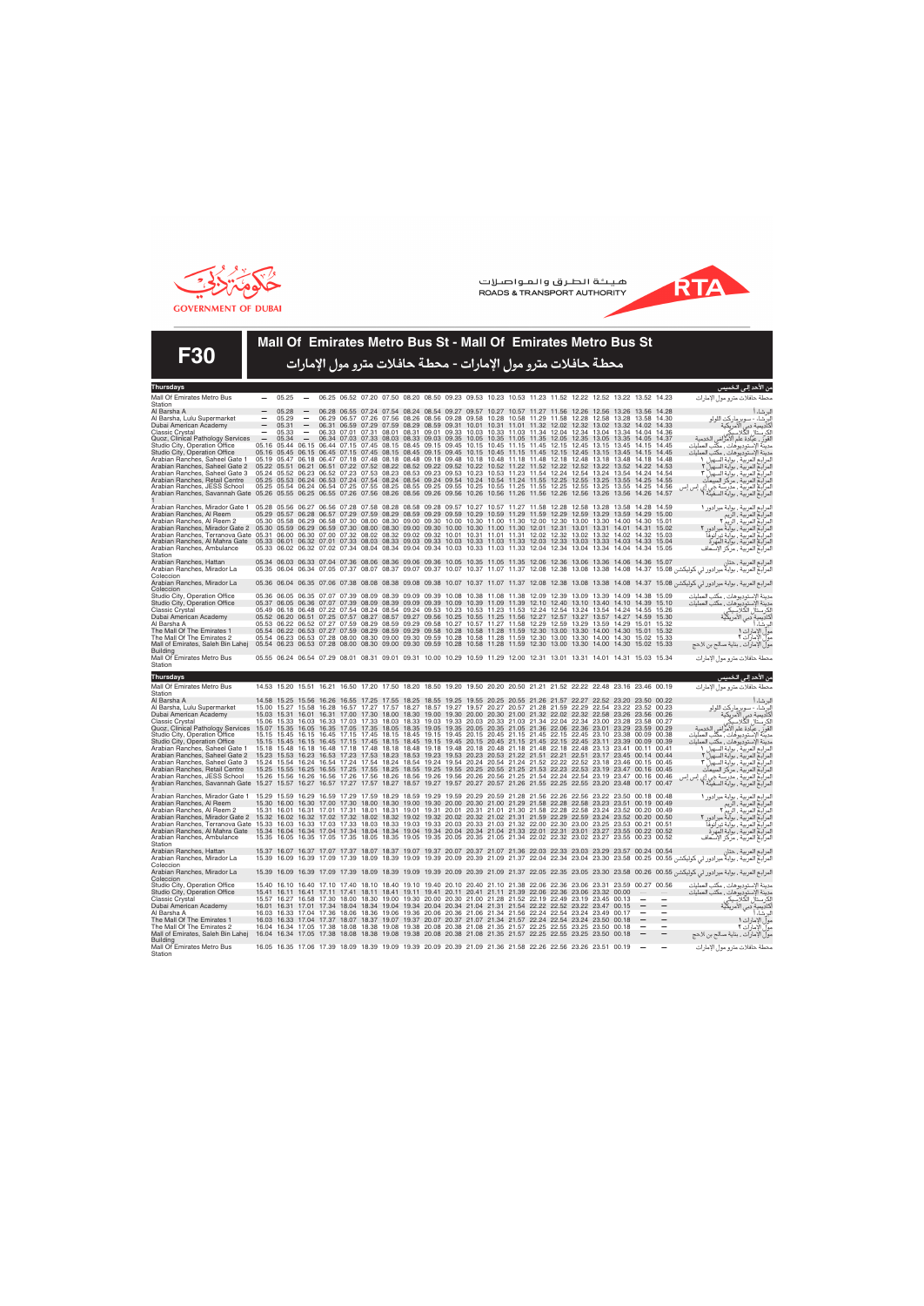GOVERNMENT OF DUBAI

هيئة الطرق والمواصلات
ROADS & TRANSPORT AUTHORITY

RTA

# F30

## Mall Of Emirates Metro Bus St - Mall Of Emirates Metro Bus St

## محطة حافلات مترو مول الإمارات - محطة حافلات مترو مول الإمارات

| Thursdays | | | | | | | | | | | | | | | | | | | | | من الأحد إلى الخميس |
|---|---|---|---|---|---|---|---|---|---|---|---|---|---|---|---|---|---|---|---|---|---|
| Mall Of Emirates Metro Bus Station | — | 05.25 | — | 06.25 | 06.52 | 07.20 | 07.50 | 08.20 | 08.50 | 09.23 | 09.53 | 10.23 | 10.53 | 11.23 | 11.52 | 12.22 | 12.52 | 13.22 | 13.52 | 14.23 | محطة حافلات مترو مول الإمارات |
| Al Barsha A | — | 05.28 | — | 06.28 | 06.55 | 07.24 | 07.54 | 08.24 | 08.54 | 09.27 | 09.57 | 10.27 | 10.57 | 11.27 | 11.56 | 12.26 | 12.56 | 13.26 | 13.56 | 14.28 | البرشاء أ |
| Al Barsha, Lulu Supermarket | — | 05.29 | — | 06.29 | 06.57 | 07.26 | 07.56 | 08.26 | 08.56 | 09.28 | 09.58 | 10.28 | 10.58 | 11.29 | 11.58 | 12.28 | 12.58 | 13.28 | 13.58 | 14.30 | البرشاء ، سوبر ماركت اللولو |
| Dubai American Academy | — | 05.31 | — | 06.31 | 06.59 | 07.29 | 07.59 | 08.29 | 08.59 | 09.31 | 10.01 | 10.31 | 11.01 | 11.32 | 12.02 | 12.32 | 13.02 | 13.32 | 14.02 | 14.33 | أكاديمية دبي الأمريكية |
| Classic Crystal | — | 05.33 | — | 06.33 | 07.01 | 07.31 | 08.01 | 08.31 | 09.01 | 09.33 | 10.03 | 10.33 | 11.03 | 11.34 | 12.04 | 12.34 | 13.04 | 13.34 | 14.04 | 14.36 | الكريستال الكلاسيكي |
| Quoz, Clinical Pathology Services | — | 05.34 | — | 06.34 | 07.03 | 07.33 | 08.03 | 08.33 | 09.03 | 09.35 | 10.05 | 10.35 | 11.05 | 11.35 | 12.05 | 12.35 | 13.05 | 13.35 | 14.05 | 14.37 | القوز، عيادة علم الأمراض الخدمية |
| Studio City, Operation Office | 05.16 | 05.44 | 06.15 | 06.44 | 07.15 | 07.45 | 08.15 | 08.45 | 09.15 | 09.45 | 10.15 | 10.45 | 11.15 | 11.45 | 12.15 | 12.45 | 13.15 | 13.45 | 14.15 | 14.45 | مدينة الإستوديوهات ، مكتب العمليات |
| Studio City, Operation Office | 05.16 | 05.45 | 06.15 | 06.45 | 07.15 | 07.45 | 08.15 | 08.45 | 09.15 | 09.45 | 10.15 | 10.45 | 11.15 | 11.45 | 12.15 | 12.45 | 13.15 | 13.45 | 14.15 | 14.45 | مدينة الإستوديوهات ، مكتب العمليات |
| Arabian Ranches, Saheel Gate 1 | 05.19 | 05.47 | 06.18 | 06.47 | 07.18 | 07.48 | 08.18 | 08.48 | 09.18 | 09.48 | 10.18 | 10.48 | 11.18 | 11.48 | 12.18 | 12.48 | 13.18 | 13.48 | 14.18 | 14.48 | المرابع العربية ، بوابة السهيل ١ |
| Arabian Ranches, Saheel Gate 2 | 05.22 | 05.51 | 06.21 | 06.51 | 07.22 | 07.52 | 08.22 | 08.52 | 09.22 | 09.52 | 10.22 | 10.52 | 11.22 | 11.52 | 12.22 | 12.52 | 13.22 | 13.52 | 14.22 | 14.53 | المرابع العربية ، بوابة السهيل ٢ |
| Arabian Ranches, Saheel Gate 3 | 05.24 | 05.52 | 06.23 | 06.52 | 07.23 | 07.53 | 08.23 | 08.53 | 09.23 | 09.53 | 10.23 | 10.53 | 11.23 | 11.54 | 12.24 | 12.54 | 13.24 | 13.54 | 14.24 | 14.54 | المرابع العربية ، بوابة السهيل ٣ |
| Arabian Ranches, Retail Centre | 05.25 | 05.53 | 06.24 | 06.53 | 07.24 | 07.54 | 08.24 | 08.54 | 09.24 | 09.54 | 10.24 | 10.54 | 11.24 | 11.55 | 12.25 | 12.55 | 13.25 | 13.55 | 14.25 | 14.55 | المرابع العربية ، مركز التسوق |
| Arabian Ranches, JESS School | 05.25 | 05.54 | 06.24 | 06.54 | 07.25 | 07.55 | 08.25 | 08.55 | 09.25 | 09.55 | 10.25 | 10.55 | 11.25 | 11.55 | 12.25 | 12.55 | 13.25 | 13.55 | 14.25 | 14.56 | المرابع العربية ، مدرسة جي إي إس إس |
| Arabian Ranches, Savannah Gate 1 | 05.26 | 05.55 | 06.25 | 06.55 | 07.26 | 07.56 | 08.26 | 08.56 | 09.26 | 09.56 | 10.26 | 10.56 | 11.26 | 11.56 | 12.26 | 12.56 | 13.26 | 13.56 | 14.26 | 14.57 | المرابع العربية ، بوابة السافانا ١ |
| Arabian Ranches, Mirador Gate 1 | 05.28 | 05.56 | 06.27 | 06.56 | 07.28 | 07.58 | 08.28 | 08.58 | 09.28 | 09.57 | 10.27 | 10.57 | 11.27 | 11.58 | 12.28 | 12.58 | 13.28 | 13.58 | 14.28 | 14.59 | المرابع العربية ، بوابة ميرادور ١ |
| Arabian Ranches, Al Reem | 05.29 | 05.57 | 06.28 | 06.57 | 07.29 | 07.59 | 08.29 | 08.59 | 09.29 | 09.59 | 10.29 | 10.59 | 11.29 | 11.59 | 12.29 | 12.59 | 13.29 | 13.59 | 14.29 | 15.00 | المرابع العربية ، الريم |
| Arabian Ranches, Al Reem 2 | 05.30 | 05.58 | 06.29 | 06.58 | 07.30 | 08.00 | 08.30 | 09.00 | 09.30 | 10.00 | 10.30 | 11.00 | 11.30 | 12.00 | 12.30 | 13.00 | 13.30 | 14.00 | 14.30 | 15.01 | المرابع العربية ، الريم ٢ |
| Arabian Ranches, Mirador Gate 2 | 05.30 | 05.59 | 06.29 | 06.59 | 07.30 | 08.00 | 08.30 | 09.00 | 09.30 | 10.00 | 10.30 | 11.00 | 11.30 | 12.01 | 12.31 | 13.01 | 13.31 | 14.01 | 14.31 | 15.02 | المرابع العربية ، بوابة ميرادور ٢ |
| Arabian Ranches, Terranova Gate | 05.31 | 06.00 | 06.30 | 07.00 | 07.32 | 08.02 | 08.32 | 09.02 | 09.32 | 10.01 | 10.31 | 11.01 | 11.31 | 12.02 | 12.32 | 13.02 | 13.32 | 14.02 | 14.32 | 15.03 | المرابع العربية ، بوابة تيرانوفا |
| Arabian Ranches, Al Mahra Gate | 05.33 | 06.01 | 06.32 | 07.01 | 07.33 | 08.03 | 08.33 | 09.03 | 09.33 | 10.03 | 10.33 | 11.03 | 11.33 | 12.03 | 12.33 | 13.03 | 13.33 | 14.03 | 14.33 | 15.04 | المرابع العربية ، بوابة المهرة |
| Arabian Ranches, Ambulance Station | 05.33 | 06.02 | 06.32 | 07.02 | 07.34 | 08.04 | 08.34 | 09.04 | 09.34 | 10.03 | 10.33 | 11.03 | 11.33 | 12.04 | 12.34 | 13.04 | 13.34 | 14.04 | 14.34 | 15.05 | المرابع العربية ، مركز الإسعاف |
| Arabian Ranches, Hattan | 05.34 | 06.03 | 06.33 | 07.04 | 07.36 | 08.06 | 08.36 | 09.06 | 09.36 | 10.05 | 10.35 | 11.05 | 11.35 | 12.06 | 12.36 | 13.06 | 13.36 | 14.06 | 14.36 | 15.07 | المرابع العربية ، حتان |
| Arabian Ranches, Mirador La Coleccion | 05.35 | 06.04 | 06.34 | 07.05 | 07.37 | 08.07 | 08.37 | 09.07 | 09.37 | 10.07 | 10.37 | 11.07 | 11.37 | 12.08 | 12.38 | 13.08 | 13.38 | 14.08 | 14.37 | 15.08 | المرابع العربية ، بوابة ميرادور لي كوليكشن |
| Arabian Ranches, Mirador La Coleccion | 05.36 | 06.04 | 06.35 | 07.06 | 07.38 | 08.08 | 08.38 | 09.08 | 09.38 | 10.07 | 10.37 | 11.07 | 11.37 | 12.08 | 12.38 | 13.08 | 13.38 | 14.08 | 14.37 | 15.08 | المرابع العربية ، بوابة ميرادور لي كوليكشن |
| Studio City, Operation Office | 05.36 | 06.05 | 06.36 | 07.07 | 07.39 | 08.09 | 08.39 | 09.09 | 09.39 | 10.08 | 10.38 | 11.08 | 11.38 | 12.09 | 12.39 | 13.09 | 13.39 | 14.09 | 14.38 | 15.09 | مدينة الإستوديوهات ، مكتب العمليات |
| Studio City, Operation Office | 05.37 | 06.05 | 06.36 | 07.07 | 07.39 | 08.09 | 08.39 | 09.09 | 09.39 | 10.09 | 10.39 | 11.09 | 11.39 | 12.10 | 12.40 | 13.10 | 13.40 | 14.10 | 14.39 | 15.10 | مدينة الإستوديوهات ، مكتب العمليات |
| Classic Crystal | 05.49 | 06.18 | 06.48 | 07.22 | 07.54 | 08.24 | 08.54 | 09.24 | 09.53 | 10.23 | 10.53 | 11.23 | 11.53 | 12.24 | 12.54 | 13.24 | 13.54 | 14.24 | 14.54 | 15.26 | الكريستال الكلاسيكي |
| Dubai American Academy | 05.52 | 06.20 | 06.51 | 07.25 | 07.57 | 08.27 | 08.57 | 09.27 | 09.56 | 10.25 | 10.55 | 11.25 | 11.56 | 12.27 | 12.57 | 13.27 | 13.57 | 14.27 | 14.59 | 15.30 | أكاديمية دبي الأمريكية |
| Al Barsha A | 05.53 | 06.22 | 06.52 | 07.27 | 07.59 | 08.29 | 08.59 | 09.29 | 09.58 | 10.27 | 10.57 | 11.27 | 11.58 | 12.29 | 12.59 | 13.29 | 13.59 | 14.29 | 15.01 | 15.32 | البرشاء أ |
| The Mall Of The Emirates 1 | 05.54 | 06.22 | 06.53 | 07.27 | 07.59 | 08.29 | 08.59 | 09.29 | 09.58 | 10.28 | 10.58 | 11.28 | 11.59 | 12.30 | 13.00 | 13.30 | 14.00 | 14.30 | 15.01 | 15.32 | مول الإمارات ١ |
| The Mall Of The Emirates 2 | 05.54 | 06.23 | 06.53 | 07.28 | 08.00 | 08.30 | 09.00 | 09.30 | 09.59 | 10.28 | 10.58 | 11.28 | 11.59 | 12.30 | 13.00 | 13.30 | 14.00 | 14.30 | 15.02 | 15.33 | مول الإمارات ٢ |
| Mall of Emirates, Saleh Bin Lahej Building | 05.54 | 06.23 | 06.53 | 07.28 | 08.00 | 08.30 | 09.00 | 09.30 | 09.59 | 10.28 | 10.58 | 11.28 | 11.59 | 12.30 | 13.00 | 13.30 | 14.00 | 14.30 | 15.02 | 15.33 | مول الإمارات ، بناية صالح بن لاحج |
| Mall Of Emirates Metro Bus Station | 05.55 | 06.24 | 06.54 | 07.29 | 08.01 | 08.31 | 09.01 | 09.31 | 10.00 | 10.29 | 10.59 | 11.29 | 12.00 | 12.31 | 13.01 | 13.31 | 14.01 | 14.31 | 15.03 | 15.34 | محطة حافلات مترو مول الإمارات |

| Thursdays | | | | | | | | | | | | | | | | | | | | | من الأحد إلى الخميس |
|---|---|---|---|---|---|---|---|---|---|---|---|---|---|---|---|---|---|---|---|---|---|
| Mall Of Emirates Metro Bus Station | 14.53 | 15.20 | 15.51 | 16.21 | 16.50 | 17.20 | 17.50 | 18.20 | 18.50 | 19.20 | 19.50 | 20.20 | 20.50 | 21.21 | 21.52 | 22.22 | 22.48 | 23.16 | 23.46 | 00.19 | محطة حافلات مترو مول الإمارات |
| Al Barsha A | 14.58 | 15.25 | 15.56 | 16.26 | 16.55 | 17.25 | 17.55 | 18.25 | 18.55 | 19.25 | 19.55 | 20.25 | 20.55 | 21.26 | 21.57 | 22.27 | 22.52 | 23.20 | 23.50 | 00.22 | البرشاء أ |
| Al Barsha, Lulu Supermarket | 15.00 | 15.27 | 15.58 | 16.28 | 16.57 | 17.27 | 17.57 | 18.27 | 18.57 | 19.27 | 19.57 | 20.27 | 20.57 | 21.28 | 21.59 | 22.29 | 22.54 | 23.22 | 23.52 | 00.23 | البرشاء ، سوبر ماركت اللولو |
| Dubai American Academy | 15.03 | 15.31 | 16.01 | 16.31 | 17.00 | 17.30 | 18.00 | 18.30 | 19.00 | 19.30 | 20.00 | 20.30 | 21.00 | 21.32 | 22.02 | 22.32 | 22.58 | 23.26 | 23.56 | 00.26 | أكاديمية دبي الأمريكية |
| Classic Crystal | 15.06 | 15.33 | 16.03 | 16.33 | 17.03 | 17.33 | 18.03 | 18.33 | 19.03 | 19.33 | 20.03 | 20.33 | 21.03 | 21.34 | 22.04 | 22.34 | 23.00 | 23.28 | 23.58 | 00.27 | الكريستال الكلاسيكي |
| Quoz, Clinical Pathology Services | 15.07 | 15.35 | 16.05 | 16.35 | 17.05 | 17.35 | 18.05 | 18.35 | 19.05 | 19.35 | 20.05 | 20.35 | 21.05 | 21.36 | 22.06 | 22.36 | 23.01 | 23.29 | 23.59 | 00.29 | القوز، عيادة علم الأمراض الخدمية |
| Studio City, Operation Office | 15.15 | 15.45 | 16.15 | 16.45 | 17.15 | 17.45 | 18.15 | 18.45 | 19.15 | 19.45 | 20.15 | 20.45 | 21.15 | 21.45 | 22.15 | 22.45 | 23.10 | 23.38 | 00.09 | 00.38 | مدينة الإستوديوهات ، مكتب العمليات |
| Studio City, Operation Office | 15.15 | 15.45 | 16.15 | 16.45 | 17.15 | 17.45 | 18.15 | 18.45 | 19.15 | 19.45 | 20.15 | 20.45 | 21.15 | 21.45 | 22.15 | 22.45 | 23.11 | 23.39 | 00.09 | 00.39 | مدينة الإستوديوهات ، مكتب العمليات |
| Arabian Ranches, Saheel Gate 1 | 15.18 | 15.48 | 16.18 | 16.48 | 17.18 | 17.48 | 18.18 | 18.48 | 19.18 | 19.48 | 20.18 | 20.48 | 21.18 | 21.48 | 22.18 | 22.48 | 23.13 | 23.41 | 00.11 | 00.41 | المرابع العربية ، بوابة السهيل ١ |
| Arabian Ranches, Saheel Gate 2 | 15.23 | 15.53 | 16.23 | 16.53 | 17.23 | 17.53 | 18.23 | 18.53 | 19.23 | 19.53 | 20.23 | 20.53 | 21.22 | 21.51 | 22.21 | 22.51 | 23.17 | 23.45 | 00.14 | 00.44 | المرابع العربية ، بوابة السهيل ٢ |
| Arabian Ranches, Saheel Gate 3 | 15.24 | 15.54 | 16.24 | 16.54 | 17.24 | 17.54 | 18.24 | 18.54 | 19.24 | 19.54 | 20.24 | 20.54 | 21.24 | 21.52 | 22.22 | 22.52 | 23.18 | 23.46 | 00.15 | 00.45 | المرابع العربية ، بوابة السهيل ٣ |
| Arabian Ranches, Retail Centre | 15.25 | 15.55 | 16.25 | 16.55 | 17.25 | 17.55 | 18.25 | 18.55 | 19.25 | 19.55 | 20.25 | 20.55 | 21.25 | 21.53 | 22.23 | 22.53 | 23.19 | 23.47 | 00.16 | 00.45 | المرابع العربية ، مركز التسوق |
| Arabian Ranches, JESS School | 15.26 | 15.56 | 16.26 | 16.56 | 17.26 | 17.56 | 18.26 | 18.56 | 19.26 | 19.56 | 20.26 | 20.56 | 21.25 | 21.54 | 22.24 | 22.54 | 23.19 | 23.47 | 00.16 | 00.46 | المرابع العربية ، مدرسة جي إي إس إس |
| Arabian Ranches, Savannah Gate 1 | 15.27 | 15.57 | 16.27 | 16.57 | 17.27 | 17.57 | 18.27 | 18.57 | 19.27 | 19.57 | 20.27 | 20.57 | 21.26 | 21.55 | 22.25 | 22.55 | 23.20 | 23.48 | 00.17 | 00.47 | المرابع العربية ، بوابة السافانا ١ |
| Arabian Ranches, Mirador Gate 1 | 15.29 | 15.59 | 16.29 | 16.59 | 17.29 | 17.59 | 18.29 | 18.59 | 19.29 | 19.59 | 20.29 | 20.59 | 21.28 | 21.56 | 22.26 | 22.56 | 23.22 | 23.50 | 00.18 | 00.48 | المرابع العربية ، بوابة ميرادور ١ |
| Arabian Ranches, Al Reem | 15.30 | 16.00 | 16.30 | 17.00 | 17.30 | 18.00 | 18.30 | 19.00 | 19.30 | 20.00 | 20.30 | 21.00 | 21.29 | 21.58 | 22.28 | 22.58 | 23.23 | 23.51 | 00.19 | 00.49 | المرابع العربية ، الريم |
| Arabian Ranches, Al Reem 2 | 15.31 | 16.01 | 16.31 | 17.01 | 17.31 | 18.01 | 18.31 | 19.01 | 19.31 | 20.01 | 20.31 | 21.01 | 21.30 | 21.58 | 22.28 | 22.58 | 23.24 | 23.52 | 00.20 | 00.49 | المرابع العربية ، الريم ٢ |
| Arabian Ranches, Mirador Gate 2 | 15.32 | 16.02 | 16.32 | 17.02 | 17.32 | 18.02 | 18.32 | 19.02 | 19.32 | 20.02 | 20.32 | 21.02 | 21.31 | 21.59 | 22.29 | 22.59 | 23.24 | 23.52 | 00.20 | 00.50 | المرابع العربية ، بوابة ميرادور ٢ |
| Arabian Ranches, Terranova Gate | 15.33 | 16.03 | 16.33 | 17.03 | 17.33 | 18.03 | 18.33 | 19.03 | 19.33 | 20.03 | 20.33 | 21.03 | 21.32 | 22.00 | 22.30 | 23.00 | 23.25 | 23.53 | 00.21 | 00.51 | المرابع العربية ، بوابة تيرانوفا |
| Arabian Ranches, Al Mahra Gate | 15.34 | 16.04 | 16.34 | 17.04 | 17.34 | 18.04 | 18.34 | 19.04 | 19.34 | 20.04 | 20.34 | 21.04 | 21.33 | 22.01 | 22.31 | 23.01 | 23.27 | 23.55 | 00.22 | 00.52 | المرابع العربية ، بوابة المهرة |
| Arabian Ranches, Ambulance Station | 15.35 | 16.05 | 16.35 | 17.05 | 17.35 | 18.05 | 18.35 | 19.05 | 19.35 | 20.05 | 20.35 | 21.05 | 21.34 | 22.02 | 22.32 | 23.02 | 23.27 | 23.55 | 00.23 | 00.52 | المرابع العربية ، مركز الإسعاف |
| Arabian Ranches, Hattan | 15.37 | 16.07 | 16.37 | 17.07 | 17.37 | 18.07 | 18.37 | 19.07 | 19.37 | 20.07 | 20.37 | 21.07 | 21.36 | 22.03 | 22.33 | 23.03 | 23.29 | 23.57 | 00.24 | 00.54 | المرابع العربية ، حتان |
| Arabian Ranches, Mirador La Coleccion | 15.39 | 16.09 | 16.39 | 17.09 | 17.39 | 18.09 | 18.39 | 19.09 | 19.39 | 20.09 | 20.39 | 21.09 | 21.37 | 22.04 | 22.34 | 23.04 | 23.30 | 23.58 | 00.25 | 00.55 | المرابع العربية ، بوابة ميرادور لي كوليكشن |
| Arabian Ranches, Mirador La Coleccion | 15.39 | 16.09 | 16.39 | 17.09 | 17.39 | 18.09 | 18.39 | 19.09 | 19.39 | 20.09 | 20.39 | 21.09 | 21.37 | 22.05 | 22.35 | 23.05 | 23.30 | 23.58 | 00.26 | 00.55 | المرابع العربية ، بوابة ميرادور لي كوليكشن |
| Studio City, Operation Office | 15.40 | 16.10 | 16.40 | 17.10 | 17.40 | 18.10 | 18.40 | 19.10 | 19.40 | 20.10 | 20.40 | 21.10 | 21.38 | 22.06 | 22.36 | 23.06 | 23.31 | 23.59 | 00.27 | 00.56 | مدينة الإستوديوهات ، مكتب العمليات |
| Studio City, Operation Office | 15.41 | 16.11 | 16.41 | 17.11 | 17.41 | 18.11 | 18.41 | 19.11 | 19.41 | 20.11 | 20.41 | 21.11 | 21.39 | 22.06 | 22.36 | 23.06 | 23.32 | 00.00 | | | مدينة الإستوديوهات ، مكتب العمليات |
| Classic Crystal | 15.57 | 16.27 | 16.58 | 17.30 | 18.00 | 18.30 | 19.00 | 19.30 | 20.00 | 20.30 | 21.00 | 21.28 | 21.52 | 22.19 | 22.49 | 23.19 | 23.45 | 00.13 | — | — | الكريستال الكلاسيكي |
| Dubai American Academy | 16.01 | 16.31 | 17.01 | 17.34 | 18.04 | 18.34 | 19.04 | 19.34 | 20.04 | 20.34 | 21.04 | 21.31 | 21.54 | 22.22 | 22.52 | 23.22 | 23.47 | 00.15 | — | — | أكاديمية دبي الأمريكية |
| Al Barsha A | 16.03 | 16.33 | 17.04 | 17.36 | 18.06 | 18.36 | 19.06 | 19.36 | 20.06 | 20.36 | 21.06 | 21.34 | 21.56 | 22.24 | 22.54 | 23.24 | 23.49 | 00.17 | — | — | البرشاء أ |
| The Mall Of The Emirates 1 | 16.03 | 16.33 | 17.04 | 17.37 | 18.07 | 18.37 | 19.07 | 19.37 | 20.07 | 20.37 | 21.07 | 21.34 | 21.57 | 22.24 | 22.54 | 23.24 | 23.50 | 00.18 | — | — | مول الإمارات ١ |
| The Mall Of The Emirates 2 | 16.04 | 16.34 | 17.05 | 17.38 | 18.08 | 18.38 | 19.08 | 19.38 | 20.08 | 20.38 | 21.08 | 21.35 | 21.57 | 22.25 | 22.55 | 23.25 | 23.50 | 00.18 | — | — | مول الإمارات ٢ |
| Mall of Emirates, Saleh Bin Lahej Building | 16.04 | 16.34 | 17.05 | 17.38 | 18.08 | 18.38 | 19.08 | 19.38 | 20.08 | 20.38 | 21.08 | 21.35 | 21.57 | 22.25 | 22.55 | 23.25 | 23.50 | 00.18 | — | — | مول الإمارات ، بناية صالح بن لاحج |
| Mall Of Emirates Metro Bus Station | 16.05 | 16.35 | 17.06 | 17.39 | 18.09 | 18.39 | 19.09 | 19.39 | 20.09 | 20.39 | 21.09 | 21.36 | 21.58 | 22.26 | 22.56 | 23.26 | 23.51 | 00.19 | — | — | محطة حافلات مترو مول الإمارات |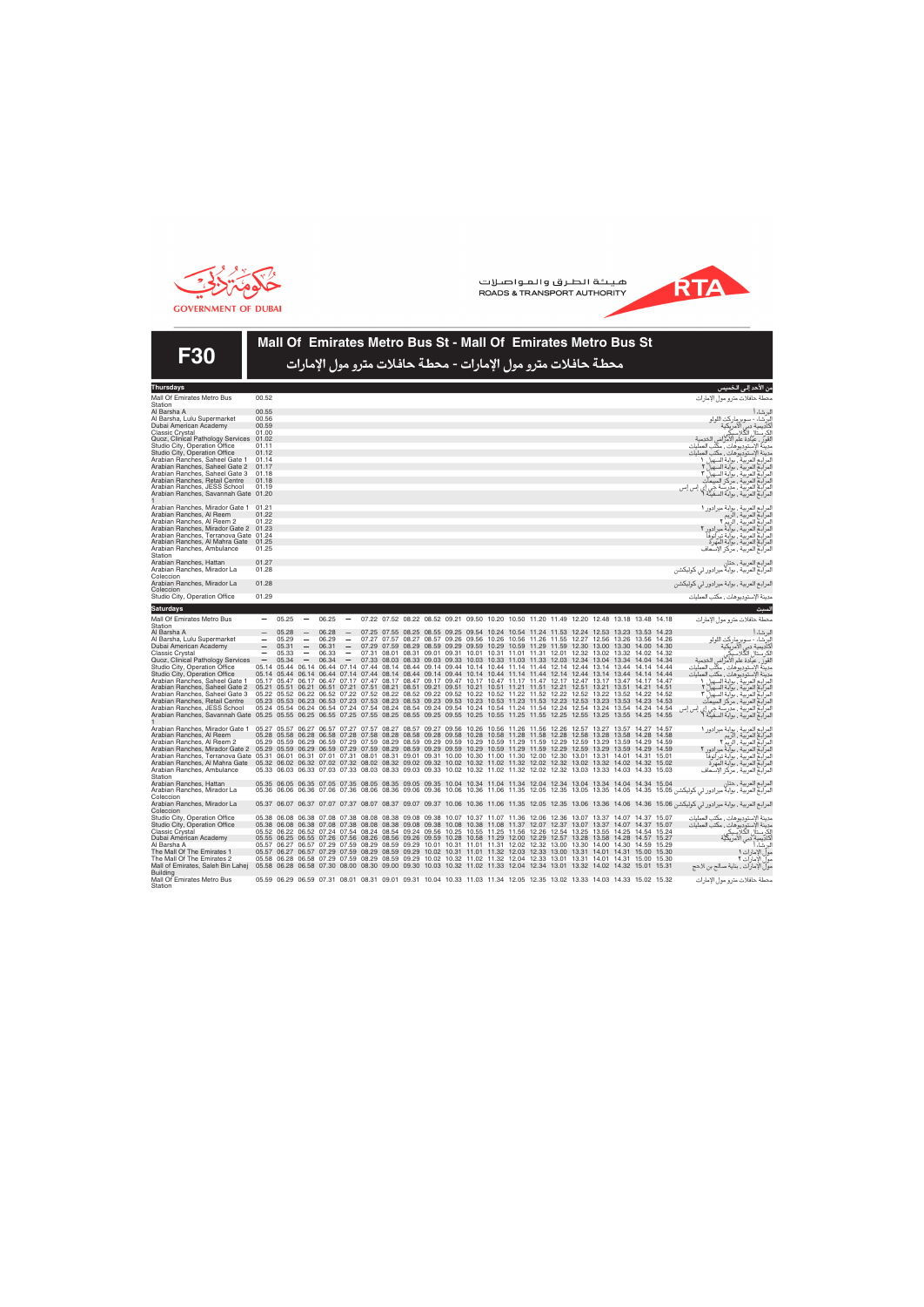GOVERNMENT OF DUBAI

هيئة الطرق والمواصلات
ROADS & TRANSPORT AUTHORITY

RTA

# F30

## Mall Of Emirates Metro Bus St - Mall Of Emirates Metro Bus St

## محطة حافلات مترو مول الإمارات - محطة حافلات مترو مول الإمارات

### Thursdays — من الأحد إلى الخميس

| Stop | Time | المحطة |
|---|---|---|
| Mall Of Emirates Metro Bus Station | 00.52 | محطة حافلات مترو مول الإمارات |
| Al Barsha A | 00.55 | البرشاء أ |
| Al Barsha, Lulu Supermarket | 00.56 | البرشاء ، سوبر ماركت اللولو |
| Dubai American Academy | 00.59 | أكاديمية دبي الأمريكية |
| Classic Crystal | 01.00 | الكريستال الكلاسيكي |
| Quoz, Clinical Pathology Services | 01.02 | القوز ، عيادة علم الأمراض الخمسة |
| Studio City, Operation Office | 01.11 | مدينة الإستوديوهات ، مكتب العمليات |
| Studio City, Operation Office | 01.12 | مدينة الإستوديوهات ، مكتب العمليات |
| Arabian Ranches, Saheel Gate 1 | 01.14 | المرابع العربية ، بوابة السهيل ١ |
| Arabian Ranches, Saheel Gate 2 | 01.17 | المرابع العربية ، بوابة السهيل ٢ |
| Arabian Ranches, Saheel Gate 3 | 01.18 | المرابع العربية ، بوابة السهيل ٣ |
| Arabian Ranches, Retail Centre | 01.18 | المرابع العربية ، مركز المبيعات |
| Arabian Ranches, JESS School | 01.19 | المرابع العربية ، مدرسة جي إي إس إس |
| Arabian Ranches, Savannah Gate 1 | 01.20 | المرابع العربية ، بوابة السافانا ١ |
| Arabian Ranches, Mirador Gate 1 | 01.21 | المرابع العربية ، بوابة ميرادور ١ |
| Arabian Ranches, Al Reem | 01.22 | المرابع العربية ، الريم |
| Arabian Ranches, Al Reem 2 | 01.22 | المرابع العربية ، الريم ٢ |
| Arabian Ranches, Mirador Gate 2 | 01.23 | المرابع العربية ، بوابة ميرادور ٢ |
| Arabian Ranches, Terranova Gate | 01.24 | المرابع العربية ، بوابة تيرانوفا |
| Arabian Ranches, Al Mahra Gate | 01.25 | المرابع العربية ، بوابة المهرة |
| Arabian Ranches, Ambulance Station | 01.25 | المرابع العربية ، مركز الإسعاف |
| Arabian Ranches, Hattan | 01.27 | المرابع العربية ، حتان |
| Arabian Ranches, Mirador La Coleccion | 01.28 | المرابع العربية ، بوابة ميرادور لي كوليكشن |
| Arabian Ranches, Mirador La Coleccion | 01.28 | المرابع العربية ، بوابة ميرادور لي كوليكشن |
| Studio City, Operation Office | 01.29 | مدينة الإستوديوهات ، مكتب العمليات |

### Saturdays — السبت

| Stop | | | | | | | | | | | | | | | | | | | | | المحطة |
|---|---|---|---|---|---|---|---|---|---|---|---|---|---|---|---|---|---|---|---|---|---|
| Mall Of Emirates Metro Bus Station | — | 05.25 | — | 06.25 | — | 07.22 | 07.52 | 08.22 | 08.52 | 09.21 | 09.50 | 10.20 | 10.50 | 11.20 | 11.49 | 12.20 | 12.48 | 13.18 | 13.48 | 14.18 | محطة حافلات مترو مول الإمارات |
| Al Barsha A | — | 05.28 | — | 06.28 | — | 07.25 | 07.55 | 08.25 | 08.55 | 09.25 | 09.54 | 10.24 | 10.54 | 11.24 | 11.53 | 12.24 | 12.53 | 13.23 | 13.53 | 14.23 | البرشاء أ |
| Al Barsha, Lulu Supermarket | — | 05.29 | — | 06.29 | — | 07.27 | 07.57 | 08.27 | 08.57 | 09.26 | 09.56 | 10.26 | 10.56 | 11.26 | 11.55 | 12.27 | 12.56 | 13.26 | 13.56 | 14.26 | البرشاء ، سوبر ماركت اللولو |
| Dubai American Academy | — | 05.31 | — | 06.31 | — | 07.29 | 07.59 | 08.29 | 08.59 | 09.29 | 09.59 | 10.29 | 10.59 | 11.29 | 11.59 | 12.30 | 13.00 | 13.30 | 14.00 | 14.30 | أكاديمية دبي الأمريكية |
| Classic Crystal | — | 05.33 | — | 06.33 | — | 07.31 | 08.01 | 08.31 | 09.01 | 09.31 | 10.01 | 10.31 | 11.01 | 11.31 | 12.01 | 12.32 | 13.02 | 13.32 | 14.02 | 14.32 | الكريستال الكلاسيكي |
| Quoz, Clinical Pathology Services | — | 05.34 | — | 06.34 | — | 07.33 | 08.03 | 08.33 | 09.03 | 09.33 | 10.03 | 10.33 | 11.03 | 11.33 | 12.03 | 12.34 | 13.04 | 13.34 | 14.04 | 14.34 | القوز ، عيادة علم الأمراض الخمسة |
| Studio City, Operation Office | 05.14 | 05.44 | 06.14 | 06.44 | 07.14 | 07.44 | 08.14 | 08.44 | 09.14 | 09.44 | 10.14 | 10.44 | 11.14 | 11.44 | 12.14 | 12.44 | 13.14 | 13.44 | 14.14 | 14.44 | مدينة الإستوديوهات ، مكتب العمليات |
| Studio City, Operation Office | 05.14 | 05.44 | 06.14 | 06.44 | 07.14 | 07.44 | 08.14 | 08.44 | 09.14 | 09.44 | 10.14 | 10.44 | 11.14 | 11.44 | 12.14 | 12.44 | 13.14 | 13.44 | 14.14 | 14.44 | مدينة الإستوديوهات ، مكتب العمليات |
| Arabian Ranches, Saheel Gate 1 | 05.17 | 05.47 | 06.17 | 06.47 | 07.17 | 07.47 | 08.17 | 08.47 | 09.17 | 09.47 | 10.17 | 10.47 | 11.17 | 11.47 | 12.17 | 12.47 | 13.17 | 13.47 | 14.17 | 14.47 | المرابع العربية ، بوابة السهيل ١ |
| Arabian Ranches, Saheel Gate 2 | 05.21 | 05.51 | 06.21 | 06.51 | 07.21 | 07.51 | 08.21 | 08.51 | 09.21 | 09.51 | 10.21 | 10.51 | 11.21 | 11.51 | 12.21 | 12.51 | 13.21 | 13.51 | 14.21 | 14.51 | المرابع العربية ، بوابة السهيل ٢ |
| Arabian Ranches, Saheel Gate 3 | 05.22 | 05.52 | 06.22 | 06.52 | 07.22 | 07.52 | 08.22 | 08.52 | 09.22 | 09.52 | 10.22 | 10.52 | 11.22 | 11.52 | 12.22 | 12.52 | 13.22 | 13.52 | 14.22 | 14.52 | المرابع العربية ، بوابة السهيل ٣ |
| Arabian Ranches, Retail Centre | 05.23 | 05.53 | 06.23 | 06.53 | 07.23 | 07.53 | 08.23 | 08.53 | 09.23 | 09.53 | 10.23 | 10.53 | 11.23 | 11.53 | 12.23 | 12.53 | 13.23 | 13.53 | 14.23 | 14.53 | المرابع العربية ، مركز المبيعات |
| Arabian Ranches, JESS School | 05.24 | 05.54 | 06.24 | 06.54 | 07.24 | 07.54 | 08.24 | 08.54 | 09.24 | 09.54 | 10.24 | 10.54 | 11.24 | 11.54 | 12.24 | 12.54 | 13.24 | 13.54 | 14.24 | 14.54 | المرابع العربية ، مدرسة جي إي إس إس |
| Arabian Ranches, Savannah Gate 1 | 05.25 | 05.55 | 06.25 | 06.55 | 07.25 | 07.55 | 08.25 | 08.55 | 09.25 | 09.55 | 10.25 | 10.55 | 11.25 | 11.55 | 12.25 | 12.55 | 13.25 | 13.55 | 14.25 | 14.55 | المرابع العربية ، بوابة السافانا ١ |
| Arabian Ranches, Mirador Gate 1 | 05.27 | 05.57 | 06.27 | 06.57 | 07.27 | 07.57 | 08.27 | 08.57 | 09.27 | 09.56 | 10.26 | 10.56 | 11.26 | 11.56 | 12.26 | 12.57 | 13.27 | 13.57 | 14.27 | 14.57 | المرابع العربية ، بوابة ميرادور ١ |
| Arabian Ranches, Al Reem | 05.28 | 05.58 | 06.28 | 06.58 | 07.28 | 07.58 | 08.28 | 08.58 | 09.28 | 09.58 | 10.28 | 10.58 | 11.28 | 11.58 | 12.28 | 12.58 | 13.28 | 13.58 | 14.28 | 14.58 | المرابع العربية ، الريم |
| Arabian Ranches, Al Reem 2 | 05.29 | 05.59 | 06.29 | 06.59 | 07.29 | 07.59 | 08.29 | 08.59 | 09.29 | 09.59 | 10.29 | 10.59 | 11.29 | 11.59 | 12.29 | 12.59 | 13.29 | 13.59 | 14.29 | 14.59 | المرابع العربية ، الريم ٢ |
| Arabian Ranches, Mirador Gate 2 | 05.29 | 05.59 | 06.29 | 06.59 | 07.29 | 07.59 | 08.29 | 08.59 | 09.29 | 09.59 | 10.29 | 10.59 | 11.29 | 11.59 | 12.29 | 12.59 | 13.29 | 13.59 | 14.29 | 14.59 | المرابع العربية ، بوابة ميرادور ٢ |
| Arabian Ranches, Terranova Gate | 05.31 | 06.01 | 06.31 | 07.01 | 07.31 | 08.01 | 08.31 | 09.01 | 09.31 | 10.00 | 10.30 | 11.00 | 11.30 | 12.00 | 12.30 | 13.01 | 13.31 | 14.01 | 14.31 | 15.01 | المرابع العربية ، بوابة تيرانوفا |
| Arabian Ranches, Al Mahra Gate | 05.32 | 06.02 | 06.32 | 07.02 | 07.32 | 08.02 | 08.32 | 09.02 | 09.32 | 10.02 | 10.32 | 11.02 | 11.32 | 12.02 | 12.32 | 13.02 | 13.32 | 14.02 | 14.32 | 15.02 | المرابع العربية ، بوابة المهرة |
| Arabian Ranches, Ambulance Station | 05.33 | 06.03 | 06.33 | 07.03 | 07.33 | 08.03 | 08.33 | 09.03 | 09.33 | 10.02 | 10.32 | 11.02 | 11.32 | 12.02 | 12.32 | 13.03 | 13.33 | 14.03 | 14.33 | 15.03 | المرابع العربية ، مركز الإسعاف |
| Arabian Ranches, Hattan | 05.35 | 06.05 | 06.35 | 07.05 | 07.35 | 08.05 | 08.35 | 09.05 | 09.35 | 10.04 | 10.34 | 11.04 | 11.34 | 12.04 | 12.34 | 13.04 | 13.34 | 14.04 | 14.34 | 15.04 | المرابع العربية ، حتان |
| Arabian Ranches, Mirador La Coleccion | 05.36 | 06.06 | 06.36 | 07.06 | 07.36 | 08.06 | 08.36 | 09.06 | 09.36 | 10.06 | 10.36 | 11.06 | 11.35 | 12.05 | 12.35 | 13.05 | 13.35 | 14.05 | 14.35 | 15.05 | المرابع العربية ، بوابة ميرادور لي كوليكشن |
| Arabian Ranches, Mirador La Coleccion | 05.37 | 06.07 | 06.37 | 07.07 | 07.37 | 08.07 | 08.37 | 09.07 | 09.37 | 10.06 | 10.36 | 11.06 | 11.35 | 12.05 | 12.35 | 13.06 | 13.36 | 14.06 | 14.36 | 15.06 | المرابع العربية ، بوابة ميرادور لي كوليكشن |
| Studio City, Operation Office | 05.38 | 06.08 | 06.38 | 07.08 | 07.38 | 08.08 | 08.38 | 09.08 | 09.38 | 10.07 | 10.37 | 11.07 | 11.36 | 12.06 | 12.36 | 13.07 | 13.37 | 14.07 | 14.37 | 15.07 | مدينة الإستوديوهات ، مكتب العمليات |
| Studio City, Operation Office | 05.38 | 06.08 | 06.38 | 07.08 | 07.38 | 08.08 | 08.38 | 09.08 | 09.38 | 10.08 | 10.38 | 11.08 | 11.37 | 12.07 | 12.37 | 13.07 | 13.37 | 14.07 | 14.37 | 15.07 | مدينة الإستوديوهات ، مكتب العمليات |
| Classic Crystal | 05.52 | 06.22 | 06.52 | 07.24 | 07.54 | 08.24 | 08.54 | 09.24 | 09.56 | 10.25 | 10.55 | 11.25 | 11.56 | 12.26 | 12.54 | 13.25 | 13.55 | 14.25 | 14.54 | 15.24 | الكريستال الكلاسيكي |
| Dubai American Academy | 05.55 | 06.25 | 06.55 | 07.26 | 07.56 | 08.26 | 08.56 | 09.26 | 09.59 | 10.28 | 10.58 | 11.29 | 12.00 | 12.29 | 12.57 | 13.28 | 13.58 | 14.28 | 14.57 | 15.27 | أكاديمية دبي الأمريكية |
| Al Barsha A | 05.57 | 06.27 | 06.57 | 07.29 | 07.59 | 08.29 | 08.59 | 09.29 | 10.01 | 10.31 | 11.01 | 11.31 | 12.02 | 12.32 | 13.00 | 13.30 | 14.00 | 14.30 | 14.59 | 15.29 | البرشاء أ |
| The Mall Of The Emirates 1 | 05.57 | 06.27 | 06.57 | 07.29 | 07.59 | 08.29 | 08.59 | 09.29 | 10.02 | 10.31 | 11.01 | 11.32 | 12.03 | 12.33 | 13.00 | 13.31 | 14.01 | 14.31 | 15.00 | 15.30 | مول الإمارات ١ |
| The Mall Of The Emirates 2 | 05.58 | 06.28 | 06.58 | 07.29 | 07.59 | 08.29 | 08.59 | 09.29 | 10.02 | 10.32 | 11.02 | 11.32 | 12.04 | 12.33 | 13.01 | 13.31 | 14.01 | 14.31 | 15.00 | 15.30 | مول الإمارات ٢ |
| Mall of Emirates, Saleh Bin Lahej Building | 05.58 | 06.28 | 06.58 | 07.30 | 08.00 | 08.30 | 09.00 | 09.30 | 10.03 | 10.32 | 11.02 | 11.33 | 12.04 | 12.34 | 13.01 | 13.32 | 14.02 | 14.32 | 15.01 | 15.31 | مول الإمارات ، بناية صالح بن لاحج |
| Mall Of Emirates Metro Bus Station | 05.59 | 06.29 | 06.59 | 07.31 | 08.01 | 08.31 | 09.01 | 09.31 | 10.04 | 10.33 | 11.03 | 11.34 | 12.05 | 12.35 | 13.02 | 13.33 | 14.03 | 14.33 | 15.02 | 15.32 | محطة حافلات مترو مول الإمارات |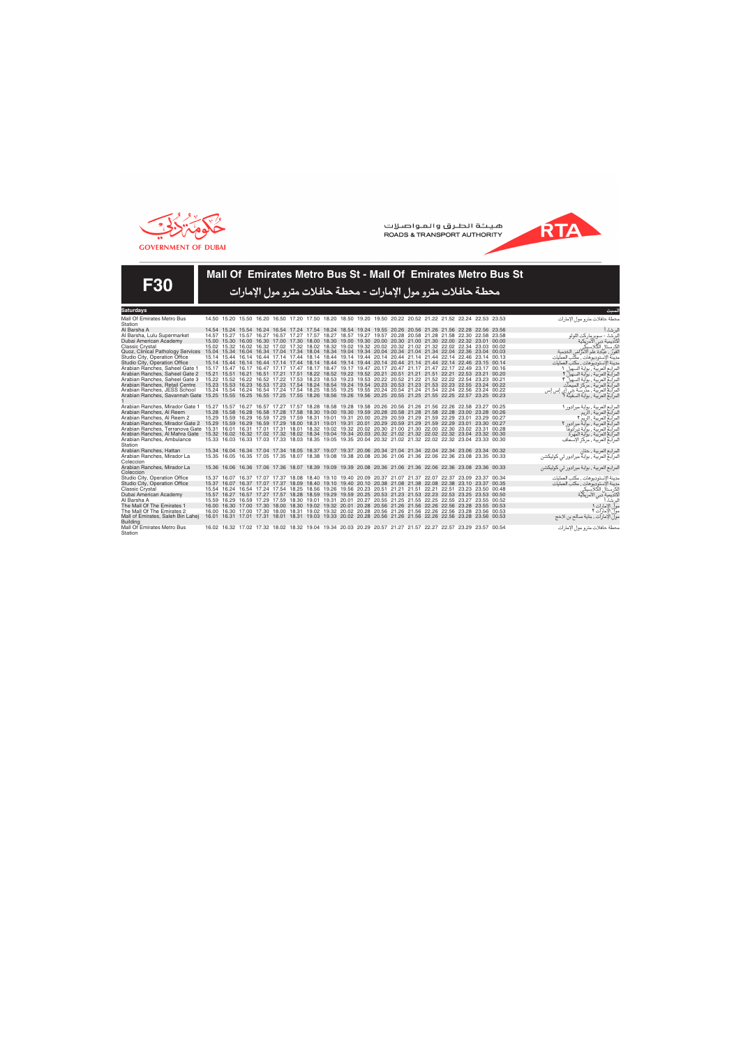هيئة الطرق والمواصلات
ROADS & TRANSPORT AUTHORITY

GOVERNMENT OF DUBAI

# F30

## Mall Of Emirates Metro Bus St - Mall Of Emirates Metro Bus St

## محطة حافلات مترو مول الإمارات - محطة حافلات مترو مول الإمارات

| Saturdays | | | | | | | | | | | | | | | | | | السبت |
|---|---|---|---|---|---|---|---|---|---|---|---|---|---|---|---|---|---|---|
| Mall Of Emirates Metro Bus Station | 14.50 | 15.20 | 15.50 | 16.20 | 16.50 | 17.20 | 17.50 | 18.20 | 18.50 | 19.20 | 19.50 | 20.22 | 20.52 | 21.22 | 21.52 | 22.24 | 22.53 | 23.53 | محطة حافلات مترو مول الإمارات |
| Al Barsha A | 14.54 | 15.24 | 15.54 | 16.24 | 16.54 | 17.24 | 17.54 | 18.24 | 18.54 | 19.24 | 19.55 | 20.26 | 20.56 | 21.26 | 21.56 | 22.28 | 22.56 | 23.56 | البرشاء أ |
| Al Barsha, Lulu Supermarket | 14.57 | 15.27 | 15.57 | 16.27 | 16.57 | 17.27 | 17.57 | 18.27 | 18.57 | 19.27 | 19.57 | 20.28 | 20.58 | 21.28 | 21.58 | 22.30 | 22.58 | 23.58 | البرشاء، سوبر ماركت اللولو |
| Dubai American Academy | 15.00 | 15.30 | 16.00 | 16.30 | 17.00 | 17.30 | 18.00 | 18.30 | 19.00 | 19.30 | 20.00 | 20.30 | 21.00 | 21.30 | 22.00 | 22.32 | 23.01 | 00.00 | أكاديمية دبي الأمريكية |
| Classic Crystal | 15.02 | 15.32 | 16.02 | 16.32 | 17.02 | 17.32 | 18.02 | 18.32 | 19.02 | 19.32 | 20.02 | 20.32 | 21.02 | 21.32 | 22.02 | 22.34 | 23.03 | 00.02 | الكريستال الكلاسيكي |
| Quoz, Clinical Pathology Services | 15.04 | 15.34 | 16.04 | 16.34 | 17.04 | 17.34 | 18.04 | 18.34 | 19.04 | 19.34 | 20.04 | 20.34 | 21.04 | 21.34 | 22.04 | 22.36 | 23.04 | 00.03 | القوز، عيادة علم الأمراض الخدمية |
| Studio City, Operation Office | 15.14 | 15.44 | 16.14 | 16.44 | 17.14 | 17.44 | 18.14 | 18.44 | 19.14 | 19.44 | 20.14 | 20.44 | 21.14 | 21.44 | 22.14 | 22.46 | 23.14 | 00.13 | مدينة الإستوديوهات، مكتب العمليات |
| Studio City, Operation Office | 15.14 | 15.44 | 16.14 | 16.44 | 17.14 | 17.44 | 18.14 | 18.44 | 19.14 | 19.44 | 20.14 | 20.44 | 21.14 | 21.44 | 22.14 | 22.46 | 23.15 | 00.14 | مدينة الإستوديوهات، مكتب العمليات |
| Arabian Ranches, Saheel Gate 1 | 15.17 | 15.47 | 16.17 | 16.47 | 17.17 | 17.47 | 18.17 | 18.47 | 19.17 | 19.47 | 20.17 | 20.47 | 21.17 | 21.47 | 22.17 | 22.49 | 23.17 | 00.16 | المرابع العربية، بوابة السهيل ١ |
| Arabian Ranches, Saheel Gate 2 | 15.21 | 15.51 | 16.21 | 16.51 | 17.21 | 17.51 | 18.22 | 18.52 | 19.22 | 19.52 | 20.21 | 20.51 | 21.21 | 21.51 | 22.21 | 22.53 | 23.21 | 00.20 | المرابع العربية، بوابة السهيل ٢ |
| Arabian Ranches, Saheel Gate 3 | 15.22 | 15.52 | 16.22 | 16.52 | 17.22 | 17.53 | 18.23 | 18.53 | 19.23 | 19.53 | 20.22 | 20.52 | 21.22 | 21.52 | 22.22 | 22.54 | 23.23 | 00.21 | المرابع العربية، بوابة السهيل ٣ |
| Arabian Ranches, Retail Centre | 15.23 | 15.53 | 16.23 | 16.53 | 17.23 | 17.54 | 18.24 | 18.54 | 19.24 | 19.54 | 20.23 | 20.53 | 21.23 | 21.53 | 22.23 | 22.55 | 23.24 | 00.22 | المرابع العربية، مركز المبيعات |
| Arabian Ranches, JESS School | 15.24 | 15.54 | 16.24 | 16.54 | 17.24 | 17.54 | 18.25 | 18.55 | 19.25 | 19.55 | 20.24 | 20.54 | 21.24 | 21.54 | 22.24 | 22.56 | 23.24 | 00.22 | المرابع العربية، مدرسة جي إي إس إس |
| Arabian Ranches, Savannah Gate 1 | 15.25 | 15.55 | 16.25 | 16.55 | 17.25 | 17.55 | 18.26 | 18.56 | 19.26 | 19.56 | 20.25 | 20.55 | 21.25 | 21.55 | 22.25 | 22.57 | 23.25 | 00.23 | المرابع العربية، بوابة السافانا ١ |
| Arabian Ranches, Mirador Gate 1 | 15.27 | 15.57 | 16.27 | 16.57 | 17.27 | 17.57 | 18.28 | 18.58 | 19.28 | 19.58 | 20.26 | 20.56 | 21.26 | 21.56 | 22.26 | 22.58 | 23.27 | 00.25 | المرابع العربية، بوابة ميرادور ١ |
| Arabian Ranches, Al Reem | 15.28 | 15.58 | 16.28 | 16.58 | 17.28 | 17.58 | 18.30 | 19.00 | 19.30 | 19.59 | 20.28 | 20.58 | 21.28 | 21.58 | 22.28 | 23.00 | 23.28 | 00.26 | المرابع العربية، الريم |
| Arabian Ranches, Al Reem 2 | 15.29 | 15.59 | 16.29 | 16.59 | 17.29 | 17.59 | 18.31 | 19.01 | 19.31 | 20.00 | 20.29 | 20.59 | 21.29 | 21.59 | 22.29 | 23.01 | 23.29 | 00.27 | المرابع العربية، الريم ٢ |
| Arabian Ranches, Mirador Gate 2 | 15.29 | 15.59 | 16.29 | 16.59 | 17.29 | 18.00 | 18.31 | 19.01 | 19.31 | 20.01 | 20.29 | 20.59 | 21.29 | 21.59 | 22.29 | 23.01 | 23.30 | 00.27 | المرابع العربية، بوابة ميرادور ٢ |
| Arabian Ranches, Terranova Gate | 15.31 | 16.01 | 16.31 | 17.01 | 17.31 | 18.01 | 18.32 | 19.02 | 19.32 | 20.02 | 20.30 | 21.00 | 21.30 | 22.00 | 22.30 | 23.02 | 23.31 | 00.28 | المرابع العربية، بوابة تيرانوفا |
| Arabian Ranches, Al Mahra Gate | 15.32 | 16.02 | 16.32 | 17.02 | 17.32 | 18.02 | 18.34 | 19.04 | 19.34 | 20.03 | 20.32 | 21.02 | 21.32 | 22.02 | 22.32 | 23.04 | 23.32 | 00.30 | المرابع العربية، بوابة المهرة |
| Arabian Ranches, Ambulance Station | 15.33 | 16.03 | 16.33 | 17.03 | 17.33 | 18.03 | 18.35 | 19.05 | 19.35 | 20.04 | 20.32 | 21.02 | 21.32 | 22.02 | 22.32 | 23.04 | 23.33 | 00.30 | المرابع العربية، مركز الإسعاف |
| Arabian Ranches, Hattan | 15.34 | 16.04 | 16.34 | 17.04 | 17.34 | 18.05 | 18.37 | 19.07 | 19.37 | 20.06 | 20.34 | 21.04 | 21.34 | 22.04 | 22.34 | 23.06 | 23.34 | 00.32 | المرابع العربية، حتان |
| Arabian Ranches, Mirador La Coleccion | 15.35 | 16.05 | 16.35 | 17.05 | 17.35 | 18.07 | 18.38 | 19.08 | 19.38 | 20.08 | 20.36 | 21.06 | 21.36 | 22.06 | 22.36 | 23.08 | 23.35 | 00.33 | المرابع العربية، بوابة ميرادور لي كوليكشن |
| Arabian Ranches, Mirador La Coleccion | 15.36 | 16.06 | 16.36 | 17.06 | 17.36 | 18.07 | 18.39 | 19.09 | 19.39 | 20.08 | 20.36 | 21.06 | 21.36 | 22.06 | 22.36 | 23.08 | 23.36 | 00.33 | المرابع العربية، بوابة ميرادور لي كوليكشن |
| Studio City, Operation Office | 15.37 | 16.07 | 16.37 | 17.07 | 17.37 | 18.08 | 18.40 | 19.10 | 19.40 | 20.09 | 20.37 | 21.07 | 21.37 | 22.07 | 22.37 | 23.09 | 23.37 | 00.34 | مدينة الإستوديوهات، مكتب العمليات |
| Studio City, Operation Office | 15.37 | 16.07 | 16.37 | 17.07 | 17.37 | 18.09 | 18.40 | 19.10 | 19.40 | 20.10 | 20.38 | 21.08 | 21.38 | 22.08 | 22.38 | 23.10 | 23.37 | 00.35 | مدينة الإستوديوهات، مكتب العمليات |
| Classic Crystal | 15.54 | 16.24 | 16.54 | 17.24 | 17.54 | 18.25 | 18.56 | 19.26 | 19.56 | 20.23 | 20.51 | 21.21 | 21.51 | 22.21 | 22.51 | 23.23 | 23.50 | 00.48 | الكريستال الكلاسيكي |
| Dubai American Academy | 15.57 | 16.27 | 16.57 | 17.27 | 17.57 | 18.28 | 18.59 | 19.29 | 19.59 | 20.25 | 20.53 | 21.23 | 21.53 | 22.23 | 22.53 | 23.25 | 23.53 | 00.50 | أكاديمية دبي الأمريكية |
| Al Barsha A | 15.59 | 16.29 | 16.59 | 17.29 | 17.59 | 18.30 | 19.01 | 19.31 | 20.01 | 20.27 | 20.55 | 21.25 | 21.55 | 22.25 | 22.55 | 23.27 | 23.55 | 00.52 | البرشاء أ |
| The Mall Of The Emirates 1 | 16.00 | 16.30 | 17.00 | 17.30 | 18.00 | 18.30 | 19.02 | 19.32 | 20.01 | 20.28 | 20.56 | 21.26 | 21.56 | 22.26 | 22.56 | 23.28 | 23.55 | 00.53 | مول الإمارات ١ |
| The Mall Of The Emirates 2 | 16.00 | 16.30 | 17.00 | 17.30 | 18.00 | 18.31 | 19.02 | 19.32 | 20.02 | 20.28 | 20.56 | 21.26 | 21.56 | 22.26 | 22.56 | 23.28 | 23.56 | 00.53 | مول الإمارات ٢ |
| Mall of Emirates, Saleh Bin Lahej Building | 16.01 | 16.31 | 17.01 | 17.31 | 18.01 | 18.31 | 19.03 | 19.33 | 20.02 | 20.28 | 20.56 | 21.26 | 21.56 | 22.26 | 22.56 | 23.28 | 23.56 | 00.53 | مول الإمارات، بناية صالح بن لاحج |
| Mall Of Emirates Metro Bus Station | 16.02 | 16.32 | 17.02 | 17.32 | 18.02 | 18.32 | 19.04 | 19.34 | 20.03 | 20.29 | 20.57 | 21.27 | 21.57 | 22.27 | 22.57 | 23.29 | 23.57 | 00.54 | محطة حافلات مترو مول الإمارات |